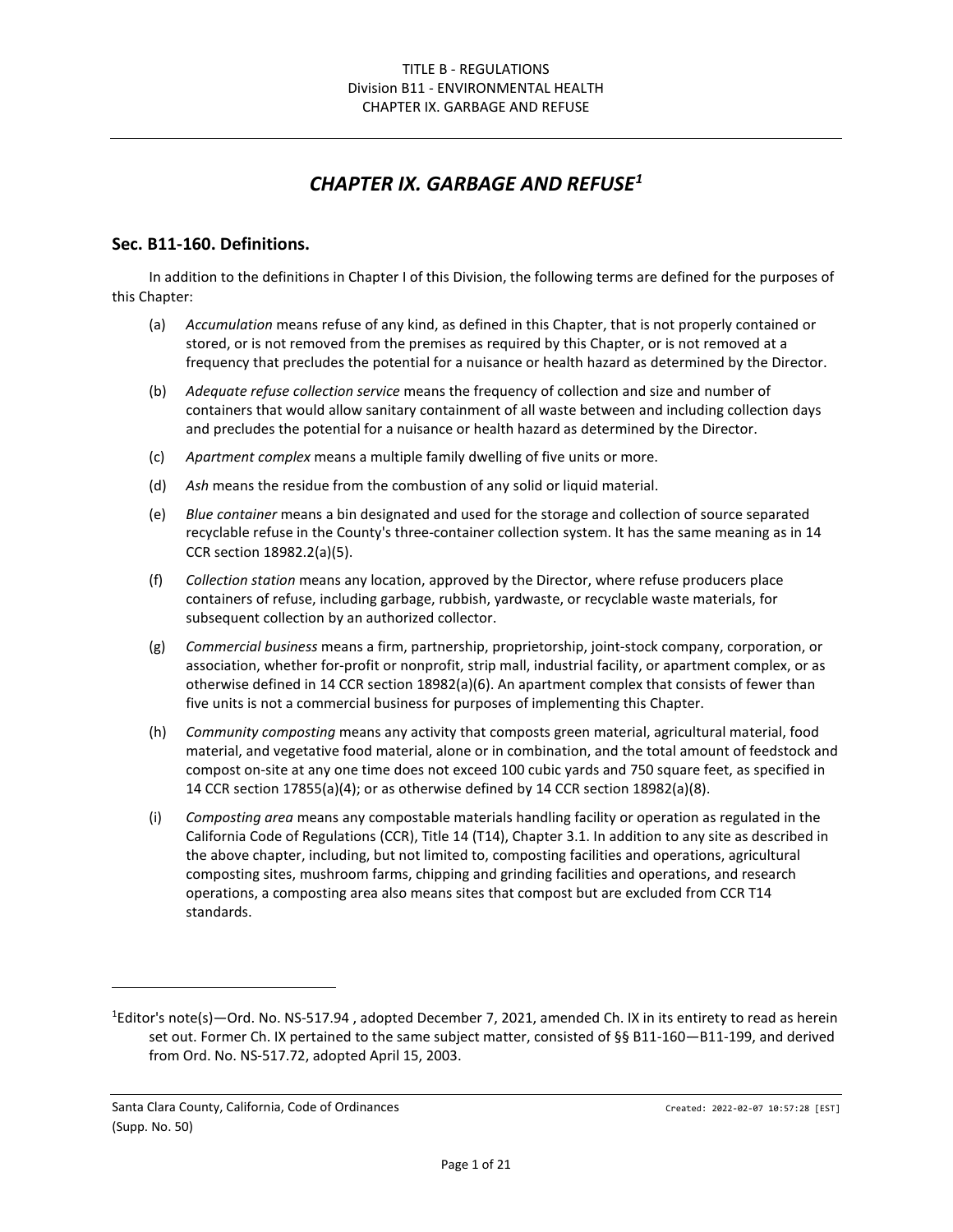# CHAPTER IX. GARBAGE AND REFUSE[1]

## Sec. B11-160. Definitions.

In addition to the definitions in Chapter I of this Division, the following terms are defined for the purposes of this Chapter:

(a) *Accumulation* means refuse of any kind, as defined in this Chapter, that is not properly contained or stored, or is not removed from the premises as required by this Chapter, or is not removed at a frequency that precludes the potential for a nuisance or health hazard as determined by the Director.

(b) *Adequate refuse collection service* means the frequency of collection and size and number of containers that would allow sanitary containment of all waste between and including collection days and precludes the potential for a nuisance or health hazard as determined by the Director.

(c) *Apartment complex* means a multiple family dwelling of five units or more.

(d) *Ash* means the residue from the combustion of any solid or liquid material.

(e) *Blue container* means a bin designated and used for the storage and collection of source separated recyclable refuse in the County's three-container collection system. It has the same meaning as in 14 CCR section 18982.2(a)(5).

(f) *Collection station* means any location, approved by the Director, where refuse producers place containers of refuse, including garbage, rubbish, yardwaste, or recyclable waste materials, for subsequent collection by an authorized collector.

(g) *Commercial business* means a firm, partnership, proprietorship, joint-stock company, corporation, or association, whether for-profit or nonprofit, strip mall, industrial facility, or apartment complex, or as otherwise defined in 14 CCR section 18982(a)(6). An apartment complex that consists of fewer than five units is not a commercial business for purposes of implementing this Chapter.

(h) *Community composting* means any activity that composts green material, agricultural material, food material, and vegetative food material, alone or in combination, and the total amount of feedstock and compost on-site at any one time does not exceed 100 cubic yards and 750 square feet, as specified in 14 CCR section 17855(a)(4); or as otherwise defined by 14 CCR section 18982(a)(8).

(i) *Composting area* means any compostable materials handling facility or operation as regulated in the California Code of Regulations (CCR), Title 14 (T14), Chapter 3.1. In addition to any site as described in the above chapter, including, but not limited to, composting facilities and operations, agricultural composting sites, mushroom farms, chipping and grinding facilities and operations, and research operations, a composting area also means sites that compost but are excluded from CCR T14 standards.

---

[1]Editor's note(s)—Ord. No. NS-517.94 , adopted December 7, 2021, amended Ch. IX in its entirety to read as herein set out. Former Ch. IX pertained to the same subject matter, consisted of §§ B11-160—B11-199, and derived from Ord. No. NS-517.72, adopted April 15, 2003.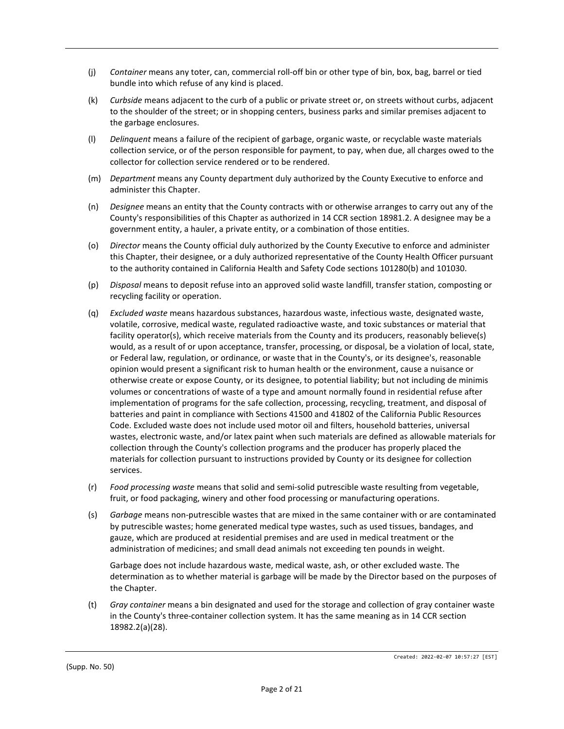(j) *Container* means any toter, can, commercial roll-off bin or other type of bin, box, bag, barrel or tied bundle into which refuse of any kind is placed.

(k) *Curbside* means adjacent to the curb of a public or private street or, on streets without curbs, adjacent to the shoulder of the street; or in shopping centers, business parks and similar premises adjacent to the garbage enclosures.

(l) *Delinquent* means a failure of the recipient of garbage, organic waste, or recyclable waste materials collection service, or of the person responsible for payment, to pay, when due, all charges owed to the collector for collection service rendered or to be rendered.

(m) *Department* means any County department duly authorized by the County Executive to enforce and administer this Chapter.

(n) *Designee* means an entity that the County contracts with or otherwise arranges to carry out any of the County's responsibilities of this Chapter as authorized in 14 CCR section 18981.2. A designee may be a government entity, a hauler, a private entity, or a combination of those entities.

(o) *Director* means the County official duly authorized by the County Executive to enforce and administer this Chapter, their designee, or a duly authorized representative of the County Health Officer pursuant to the authority contained in California Health and Safety Code sections 101280(b) and 101030.

(p) *Disposal* means to deposit refuse into an approved solid waste landfill, transfer station, composting or recycling facility or operation.

(q) *Excluded waste* means hazardous substances, hazardous waste, infectious waste, designated waste, volatile, corrosive, medical waste, regulated radioactive waste, and toxic substances or material that facility operator(s), which receive materials from the County and its producers, reasonably believe(s) would, as a result of or upon acceptance, transfer, processing, or disposal, be a violation of local, state, or Federal law, regulation, or ordinance, or waste that in the County's, or its designee's, reasonable opinion would present a significant risk to human health or the environment, cause a nuisance or otherwise create or expose County, or its designee, to potential liability; but not including de minimis volumes or concentrations of waste of a type and amount normally found in residential refuse after implementation of programs for the safe collection, processing, recycling, treatment, and disposal of batteries and paint in compliance with Sections 41500 and 41802 of the California Public Resources Code. Excluded waste does not include used motor oil and filters, household batteries, universal wastes, electronic waste, and/or latex paint when such materials are defined as allowable materials for collection through the County's collection programs and the producer has properly placed the materials for collection pursuant to instructions provided by County or its designee for collection services.

(r) *Food processing waste* means that solid and semi-solid putrescible waste resulting from vegetable, fruit, or food packaging, winery and other food processing or manufacturing operations.

(s) *Garbage* means non-putrescible wastes that are mixed in the same container with or are contaminated by putrescible wastes; home generated medical type wastes, such as used tissues, bandages, and gauze, which are produced at residential premises and are used in medical treatment or the administration of medicines; and small dead animals not exceeding ten pounds in weight.

Garbage does not include hazardous waste, medical waste, ash, or other excluded waste. The determination as to whether material is garbage will be made by the Director based on the purposes of the Chapter.

(t) *Gray container* means a bin designated and used for the storage and collection of gray container waste in the County's three-container collection system. It has the same meaning as in 14 CCR section 18982.2(a)(28).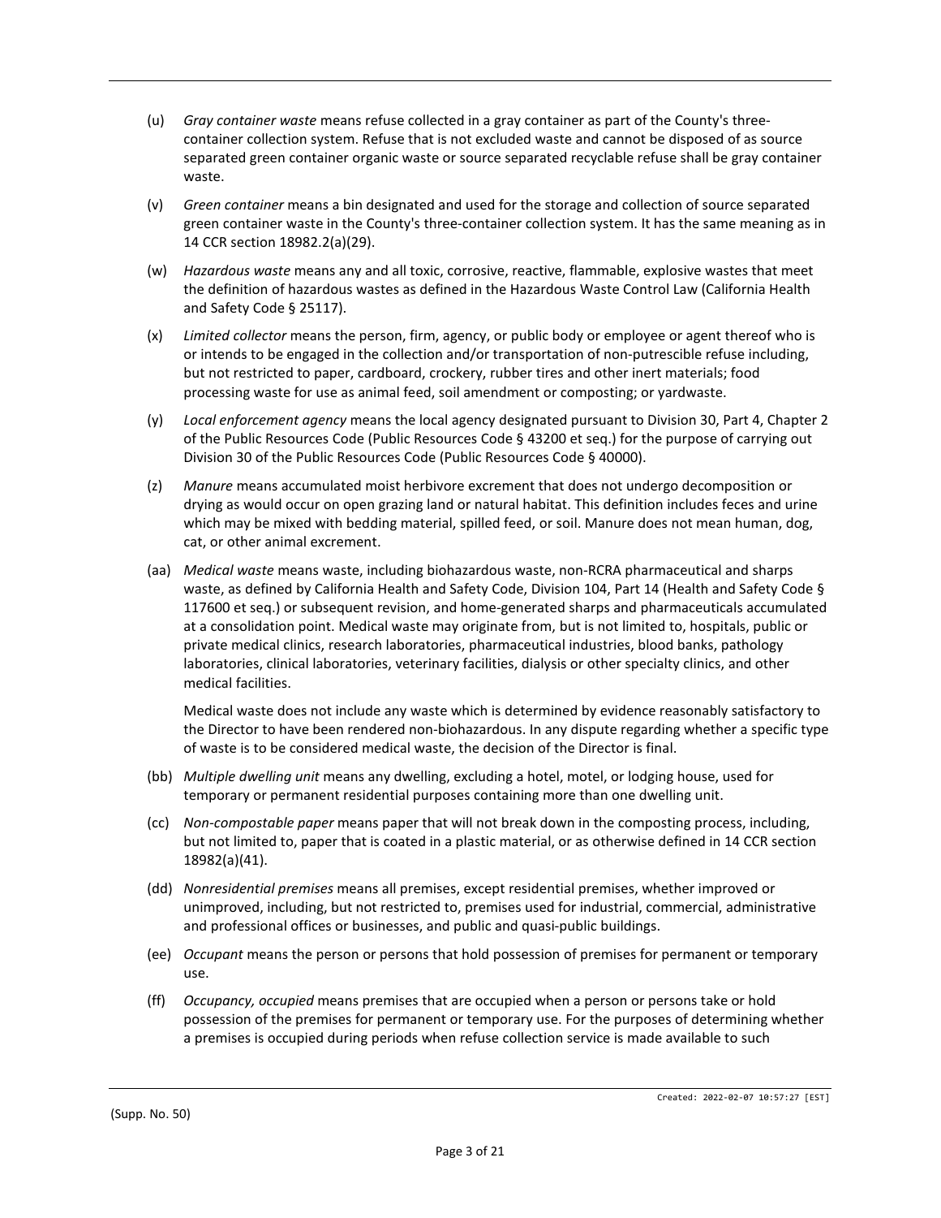(u) *Gray container waste* means refuse collected in a gray container as part of the County's three-container collection system. Refuse that is not excluded waste and cannot be disposed of as source separated green container organic waste or source separated recyclable refuse shall be gray container waste.

(v) *Green container* means a bin designated and used for the storage and collection of source separated green container waste in the County's three-container collection system. It has the same meaning as in 14 CCR section 18982.2(a)(29).

(w) *Hazardous waste* means any and all toxic, corrosive, reactive, flammable, explosive wastes that meet the definition of hazardous wastes as defined in the Hazardous Waste Control Law (California Health and Safety Code § 25117).

(x) *Limited collector* means the person, firm, agency, or public body or employee or agent thereof who is or intends to be engaged in the collection and/or transportation of non-putrescible refuse including, but not restricted to paper, cardboard, crockery, rubber tires and other inert materials; food processing waste for use as animal feed, soil amendment or composting; or yardwaste.

(y) *Local enforcement agency* means the local agency designated pursuant to Division 30, Part 4, Chapter 2 of the Public Resources Code (Public Resources Code § 43200 et seq.) for the purpose of carrying out Division 30 of the Public Resources Code (Public Resources Code § 40000).

(z) *Manure* means accumulated moist herbivore excrement that does not undergo decomposition or drying as would occur on open grazing land or natural habitat. This definition includes feces and urine which may be mixed with bedding material, spilled feed, or soil. Manure does not mean human, dog, cat, or other animal excrement.

(aa) *Medical waste* means waste, including biohazardous waste, non-RCRA pharmaceutical and sharps waste, as defined by California Health and Safety Code, Division 104, Part 14 (Health and Safety Code § 117600 et seq.) or subsequent revision, and home-generated sharps and pharmaceuticals accumulated at a consolidation point. Medical waste may originate from, but is not limited to, hospitals, public or private medical clinics, research laboratories, pharmaceutical industries, blood banks, pathology laboratories, clinical laboratories, veterinary facilities, dialysis or other specialty clinics, and other medical facilities.

Medical waste does not include any waste which is determined by evidence reasonably satisfactory to the Director to have been rendered non-biohazardous. In any dispute regarding whether a specific type of waste is to be considered medical waste, the decision of the Director is final.

(bb) *Multiple dwelling unit* means any dwelling, excluding a hotel, motel, or lodging house, used for temporary or permanent residential purposes containing more than one dwelling unit.

(cc) *Non-compostable paper* means paper that will not break down in the composting process, including, but not limited to, paper that is coated in a plastic material, or as otherwise defined in 14 CCR section 18982(a)(41).

(dd) *Nonresidential premises* means all premises, except residential premises, whether improved or unimproved, including, but not restricted to, premises used for industrial, commercial, administrative and professional offices or businesses, and public and quasi-public buildings.

(ee) *Occupant* means the person or persons that hold possession of premises for permanent or temporary use.

(ff) *Occupancy, occupied* means premises that are occupied when a person or persons take or hold possession of the premises for permanent or temporary use. For the purposes of determining whether a premises is occupied during periods when refuse collection service is made available to such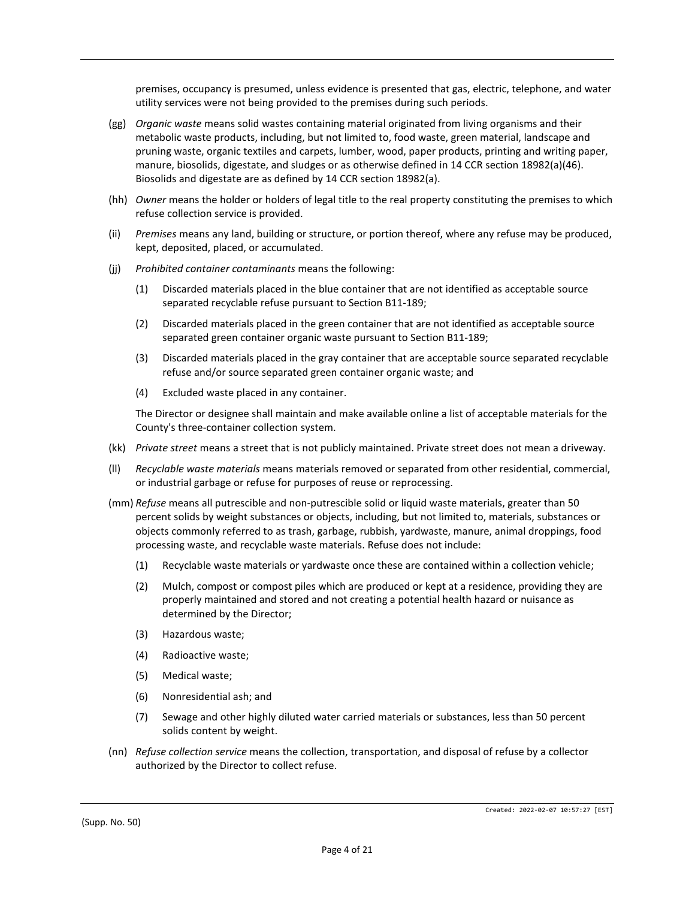premises, occupancy is presumed, unless evidence is presented that gas, electric, telephone, and water utility services were not being provided to the premises during such periods.

(gg) *Organic waste* means solid wastes containing material originated from living organisms and their metabolic waste products, including, but not limited to, food waste, green material, landscape and pruning waste, organic textiles and carpets, lumber, wood, paper products, printing and writing paper, manure, biosolids, digestate, and sludges or as otherwise defined in 14 CCR section 18982(a)(46). Biosolids and digestate are as defined by 14 CCR section 18982(a).

(hh) *Owner* means the holder or holders of legal title to the real property constituting the premises to which refuse collection service is provided.

(ii) *Premises* means any land, building or structure, or portion thereof, where any refuse may be produced, kept, deposited, placed, or accumulated.

(jj) *Prohibited container contaminants* means the following:

(1) Discarded materials placed in the blue container that are not identified as acceptable source separated recyclable refuse pursuant to Section B11-189;

(2) Discarded materials placed in the green container that are not identified as acceptable source separated green container organic waste pursuant to Section B11-189;

(3) Discarded materials placed in the gray container that are acceptable source separated recyclable refuse and/or source separated green container organic waste; and

(4) Excluded waste placed in any container.

The Director or designee shall maintain and make available online a list of acceptable materials for the County's three-container collection system.

(kk) *Private street* means a street that is not publicly maintained. Private street does not mean a driveway.

(ll) *Recyclable waste materials* means materials removed or separated from other residential, commercial, or industrial garbage or refuse for purposes of reuse or reprocessing.

(mm) *Refuse* means all putrescible and non-putrescible solid or liquid waste materials, greater than 50 percent solids by weight substances or objects, including, but not limited to, materials, substances or objects commonly referred to as trash, garbage, rubbish, yardwaste, manure, animal droppings, food processing waste, and recyclable waste materials. Refuse does not include:

(1) Recyclable waste materials or yardwaste once these are contained within a collection vehicle;

(2) Mulch, compost or compost piles which are produced or kept at a residence, providing they are properly maintained and stored and not creating a potential health hazard or nuisance as determined by the Director;

(3) Hazardous waste;

(4) Radioactive waste;

(5) Medical waste;

(6) Nonresidential ash; and

(7) Sewage and other highly diluted water carried materials or substances, less than 50 percent solids content by weight.

(nn) *Refuse collection service* means the collection, transportation, and disposal of refuse by a collector authorized by the Director to collect refuse.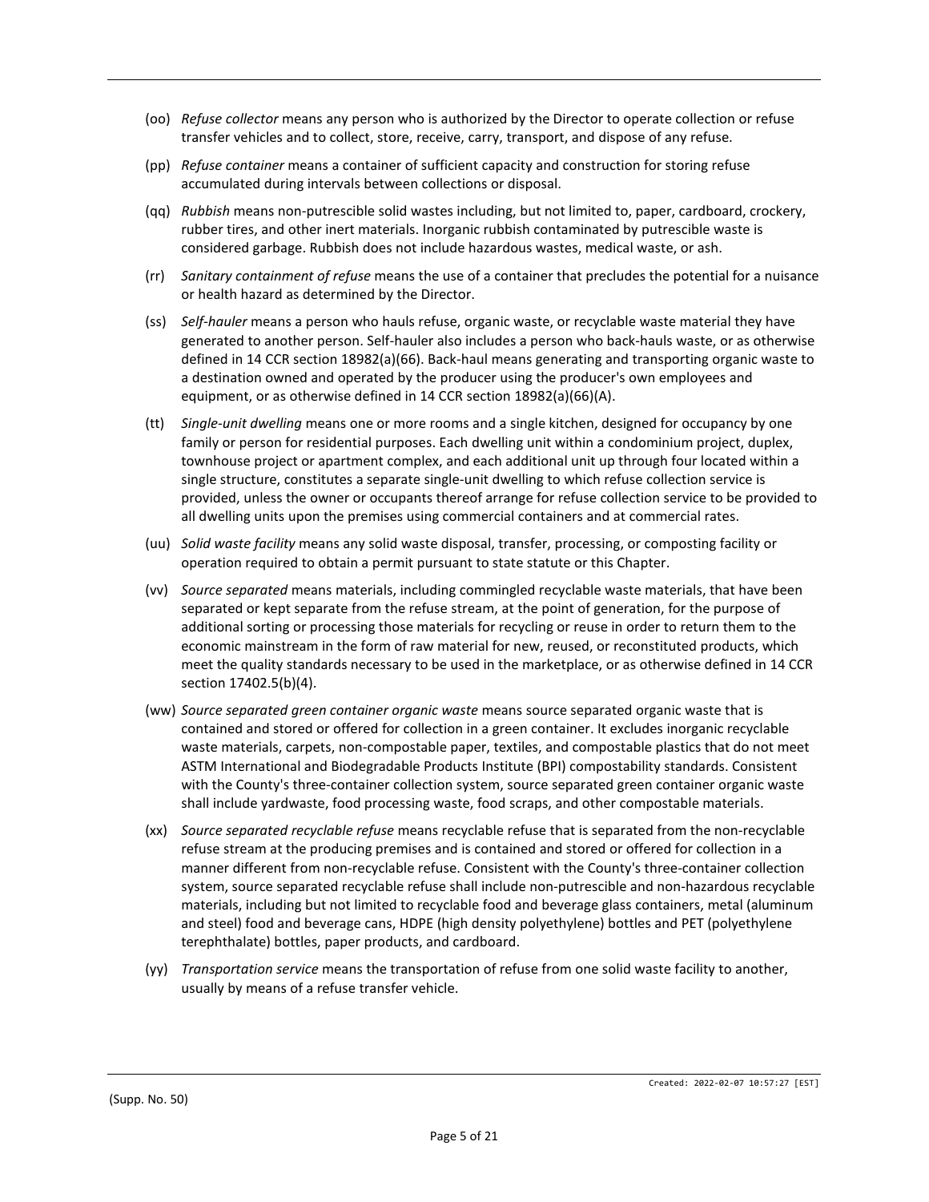(oo) *Refuse collector* means any person who is authorized by the Director to operate collection or refuse transfer vehicles and to collect, store, receive, carry, transport, and dispose of any refuse.

(pp) *Refuse container* means a container of sufficient capacity and construction for storing refuse accumulated during intervals between collections or disposal.

(qq) *Rubbish* means non-putrescible solid wastes including, but not limited to, paper, cardboard, crockery, rubber tires, and other inert materials. Inorganic rubbish contaminated by putrescible waste is considered garbage. Rubbish does not include hazardous wastes, medical waste, or ash.

(rr) *Sanitary containment of refuse* means the use of a container that precludes the potential for a nuisance or health hazard as determined by the Director.

(ss) *Self-hauler* means a person who hauls refuse, organic waste, or recyclable waste material they have generated to another person. Self-hauler also includes a person who back-hauls waste, or as otherwise defined in 14 CCR section 18982(a)(66). Back-haul means generating and transporting organic waste to a destination owned and operated by the producer using the producer's own employees and equipment, or as otherwise defined in 14 CCR section 18982(a)(66)(A).

(tt) *Single-unit dwelling* means one or more rooms and a single kitchen, designed for occupancy by one family or person for residential purposes. Each dwelling unit within a condominium project, duplex, townhouse project or apartment complex, and each additional unit up through four located within a single structure, constitutes a separate single-unit dwelling to which refuse collection service is provided, unless the owner or occupants thereof arrange for refuse collection service to be provided to all dwelling units upon the premises using commercial containers and at commercial rates.

(uu) *Solid waste facility* means any solid waste disposal, transfer, processing, or composting facility or operation required to obtain a permit pursuant to state statute or this Chapter.

(vv) *Source separated* means materials, including commingled recyclable waste materials, that have been separated or kept separate from the refuse stream, at the point of generation, for the purpose of additional sorting or processing those materials for recycling or reuse in order to return them to the economic mainstream in the form of raw material for new, reused, or reconstituted products, which meet the quality standards necessary to be used in the marketplace, or as otherwise defined in 14 CCR section 17402.5(b)(4).

(ww) *Source separated green container organic waste* means source separated organic waste that is contained and stored or offered for collection in a green container. It excludes inorganic recyclable waste materials, carpets, non-compostable paper, textiles, and compostable plastics that do not meet ASTM International and Biodegradable Products Institute (BPI) compostability standards. Consistent with the County's three-container collection system, source separated green container organic waste shall include yardwaste, food processing waste, food scraps, and other compostable materials.

(xx) *Source separated recyclable refuse* means recyclable refuse that is separated from the non-recyclable refuse stream at the producing premises and is contained and stored or offered for collection in a manner different from non-recyclable refuse. Consistent with the County's three-container collection system, source separated recyclable refuse shall include non-putrescible and non-hazardous recyclable materials, including but not limited to recyclable food and beverage glass containers, metal (aluminum and steel) food and beverage cans, HDPE (high density polyethylene) bottles and PET (polyethylene terephthalate) bottles, paper products, and cardboard.

(yy) *Transportation service* means the transportation of refuse from one solid waste facility to another, usually by means of a refuse transfer vehicle.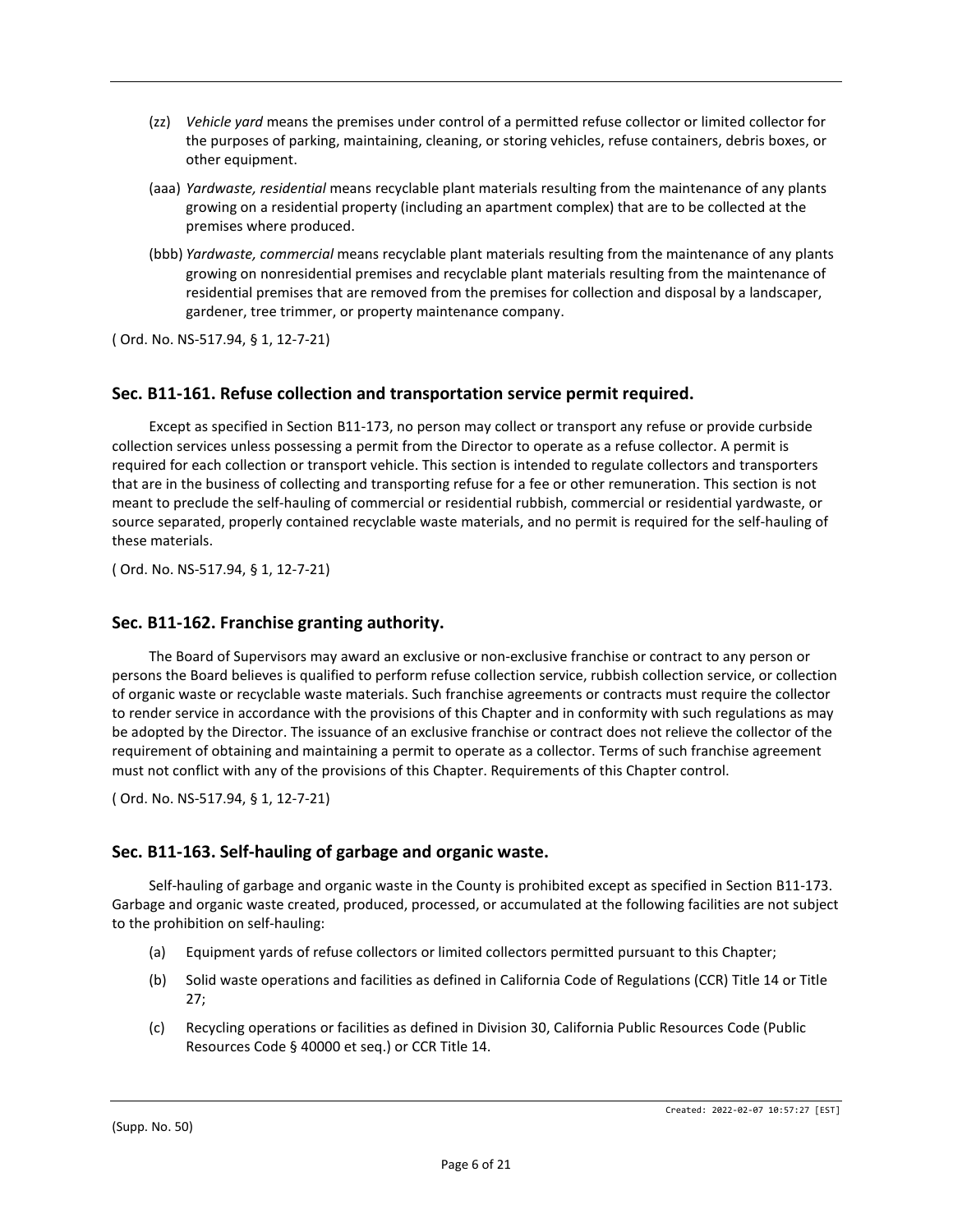(zz) *Vehicle yard* means the premises under control of a permitted refuse collector or limited collector for the purposes of parking, maintaining, cleaning, or storing vehicles, refuse containers, debris boxes, or other equipment.

(aaa) *Yardwaste, residential* means recyclable plant materials resulting from the maintenance of any plants growing on a residential property (including an apartment complex) that are to be collected at the premises where produced.

(bbb) *Yardwaste, commercial* means recyclable plant materials resulting from the maintenance of any plants growing on nonresidential premises and recyclable plant materials resulting from the maintenance of residential premises that are removed from the premises for collection and disposal by a landscaper, gardener, tree trimmer, or property maintenance company.

( Ord. No. NS-517.94, § 1, 12-7-21)

## Sec. B11-161. Refuse collection and transportation service permit required.

Except as specified in Section B11-173, no person may collect or transport any refuse or provide curbside collection services unless possessing a permit from the Director to operate as a refuse collector. A permit is required for each collection or transport vehicle. This section is intended to regulate collectors and transporters that are in the business of collecting and transporting refuse for a fee or other remuneration. This section is not meant to preclude the self-hauling of commercial or residential rubbish, commercial or residential yardwaste, or source separated, properly contained recyclable waste materials, and no permit is required for the self-hauling of these materials.

( Ord. No. NS-517.94, § 1, 12-7-21)

## Sec. B11-162. Franchise granting authority.

The Board of Supervisors may award an exclusive or non-exclusive franchise or contract to any person or persons the Board believes is qualified to perform refuse collection service, rubbish collection service, or collection of organic waste or recyclable waste materials. Such franchise agreements or contracts must require the collector to render service in accordance with the provisions of this Chapter and in conformity with such regulations as may be adopted by the Director. The issuance of an exclusive franchise or contract does not relieve the collector of the requirement of obtaining and maintaining a permit to operate as a collector. Terms of such franchise agreement must not conflict with any of the provisions of this Chapter. Requirements of this Chapter control.

( Ord. No. NS-517.94, § 1, 12-7-21)

## Sec. B11-163. Self-hauling of garbage and organic waste.

Self-hauling of garbage and organic waste in the County is prohibited except as specified in Section B11-173. Garbage and organic waste created, produced, processed, or accumulated at the following facilities are not subject to the prohibition on self-hauling:

(a) Equipment yards of refuse collectors or limited collectors permitted pursuant to this Chapter;

(b) Solid waste operations and facilities as defined in California Code of Regulations (CCR) Title 14 or Title 27;

(c) Recycling operations or facilities as defined in Division 30, California Public Resources Code (Public Resources Code § 40000 et seq.) or CCR Title 14.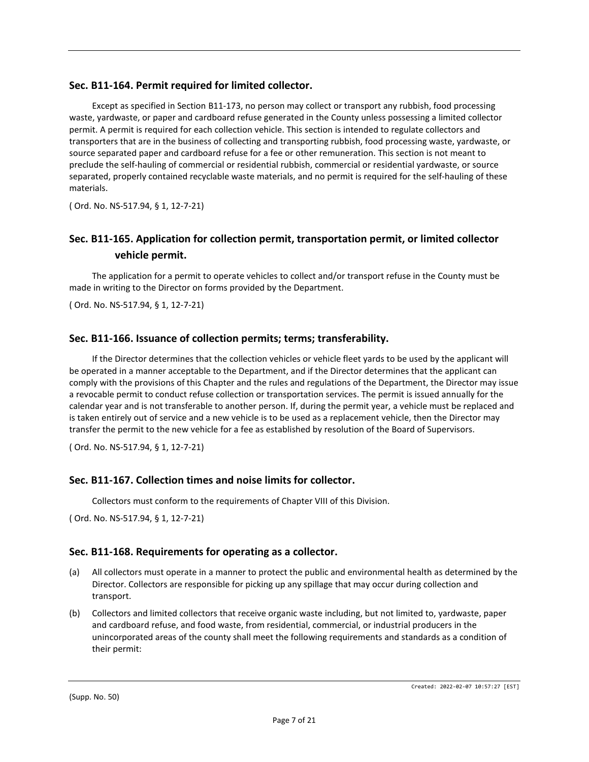### Sec. B11-164. Permit required for limited collector.

Except as specified in Section B11-173, no person may collect or transport any rubbish, food processing waste, yardwaste, or paper and cardboard refuse generated in the County unless possessing a limited collector permit. A permit is required for each collection vehicle. This section is intended to regulate collectors and transporters that are in the business of collecting and transporting rubbish, food processing waste, yardwaste, or source separated paper and cardboard refuse for a fee or other remuneration. This section is not meant to preclude the self-hauling of commercial or residential rubbish, commercial or residential yardwaste, or source separated, properly contained recyclable waste materials, and no permit is required for the self-hauling of these materials.

( Ord. No. NS-517.94, § 1, 12-7-21)

### Sec. B11-165. Application for collection permit, transportation permit, or limited collector vehicle permit.

The application for a permit to operate vehicles to collect and/or transport refuse in the County must be made in writing to the Director on forms provided by the Department.

( Ord. No. NS-517.94, § 1, 12-7-21)

### Sec. B11-166. Issuance of collection permits; terms; transferability.

If the Director determines that the collection vehicles or vehicle fleet yards to be used by the applicant will be operated in a manner acceptable to the Department, and if the Director determines that the applicant can comply with the provisions of this Chapter and the rules and regulations of the Department, the Director may issue a revocable permit to conduct refuse collection or transportation services. The permit is issued annually for the calendar year and is not transferable to another person. If, during the permit year, a vehicle must be replaced and is taken entirely out of service and a new vehicle is to be used as a replacement vehicle, then the Director may transfer the permit to the new vehicle for a fee as established by resolution of the Board of Supervisors.

( Ord. No. NS-517.94, § 1, 12-7-21)

### Sec. B11-167. Collection times and noise limits for collector.

Collectors must conform to the requirements of Chapter VIII of this Division.

( Ord. No. NS-517.94, § 1, 12-7-21)

### Sec. B11-168. Requirements for operating as a collector.

(a) All collectors must operate in a manner to protect the public and environmental health as determined by the Director. Collectors are responsible for picking up any spillage that may occur during collection and transport.

(b) Collectors and limited collectors that receive organic waste including, but not limited to, yardwaste, paper and cardboard refuse, and food waste, from residential, commercial, or industrial producers in the unincorporated areas of the county shall meet the following requirements and standards as a condition of their permit: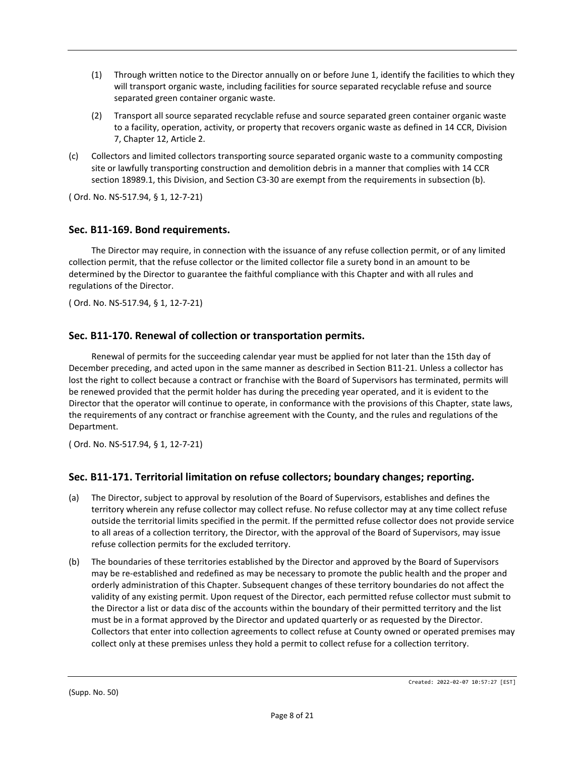(1) Through written notice to the Director annually on or before June 1, identify the facilities to which they will transport organic waste, including facilities for source separated recyclable refuse and source separated green container organic waste.

(2) Transport all source separated recyclable refuse and source separated green container organic waste to a facility, operation, activity, or property that recovers organic waste as defined in 14 CCR, Division 7, Chapter 12, Article 2.

(c) Collectors and limited collectors transporting source separated organic waste to a community composting site or lawfully transporting construction and demolition debris in a manner that complies with 14 CCR section 18989.1, this Division, and Section C3-30 are exempt from the requirements in subsection (b).

( Ord. No. NS-517.94, § 1, 12-7-21)

## Sec. B11-169. Bond requirements.

The Director may require, in connection with the issuance of any refuse collection permit, or of any limited collection permit, that the refuse collector or the limited collector file a surety bond in an amount to be determined by the Director to guarantee the faithful compliance with this Chapter and with all rules and regulations of the Director.

( Ord. No. NS-517.94, § 1, 12-7-21)

## Sec. B11-170. Renewal of collection or transportation permits.

Renewal of permits for the succeeding calendar year must be applied for not later than the 15th day of December preceding, and acted upon in the same manner as described in Section B11-21. Unless a collector has lost the right to collect because a contract or franchise with the Board of Supervisors has terminated, permits will be renewed provided that the permit holder has during the preceding year operated, and it is evident to the Director that the operator will continue to operate, in conformance with the provisions of this Chapter, state laws, the requirements of any contract or franchise agreement with the County, and the rules and regulations of the Department.

( Ord. No. NS-517.94, § 1, 12-7-21)

## Sec. B11-171. Territorial limitation on refuse collectors; boundary changes; reporting.

(a) The Director, subject to approval by resolution of the Board of Supervisors, establishes and defines the territory wherein any refuse collector may collect refuse. No refuse collector may at any time collect refuse outside the territorial limits specified in the permit. If the permitted refuse collector does not provide service to all areas of a collection territory, the Director, with the approval of the Board of Supervisors, may issue refuse collection permits for the excluded territory.

(b) The boundaries of these territories established by the Director and approved by the Board of Supervisors may be re-established and redefined as may be necessary to promote the public health and the proper and orderly administration of this Chapter. Subsequent changes of these territory boundaries do not affect the validity of any existing permit. Upon request of the Director, each permitted refuse collector must submit to the Director a list or data disc of the accounts within the boundary of their permitted territory and the list must be in a format approved by the Director and updated quarterly or as requested by the Director. Collectors that enter into collection agreements to collect refuse at County owned or operated premises may collect only at these premises unless they hold a permit to collect refuse for a collection territory.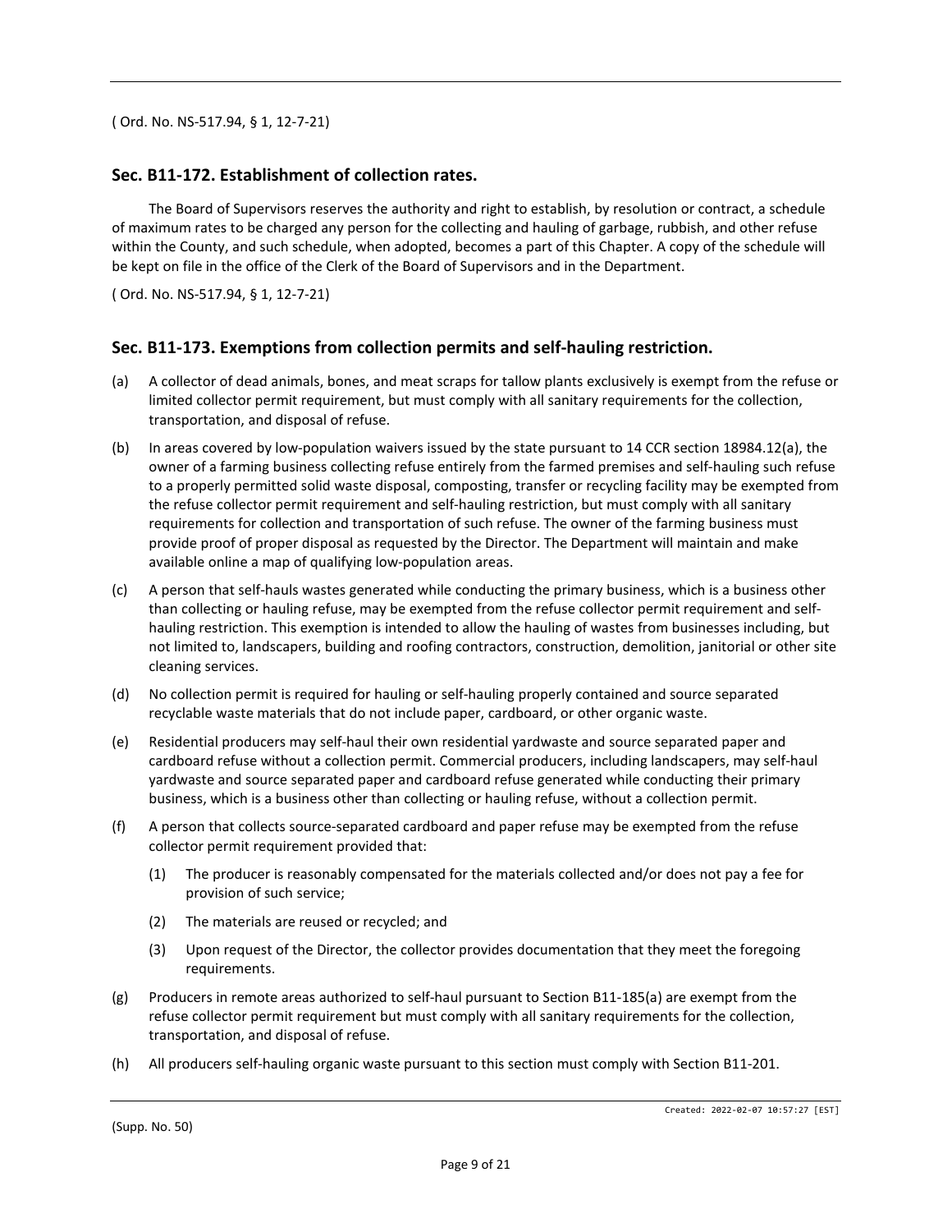( Ord. No. NS-517.94, § 1, 12-7-21)

## Sec. B11-172. Establishment of collection rates.

The Board of Supervisors reserves the authority and right to establish, by resolution or contract, a schedule of maximum rates to be charged any person for the collecting and hauling of garbage, rubbish, and other refuse within the County, and such schedule, when adopted, becomes a part of this Chapter. A copy of the schedule will be kept on file in the office of the Clerk of the Board of Supervisors and in the Department.

( Ord. No. NS-517.94, § 1, 12-7-21)

## Sec. B11-173. Exemptions from collection permits and self-hauling restriction.

(a) A collector of dead animals, bones, and meat scraps for tallow plants exclusively is exempt from the refuse or limited collector permit requirement, but must comply with all sanitary requirements for the collection, transportation, and disposal of refuse.

(b) In areas covered by low-population waivers issued by the state pursuant to 14 CCR section 18984.12(a), the owner of a farming business collecting refuse entirely from the farmed premises and self-hauling such refuse to a properly permitted solid waste disposal, composting, transfer or recycling facility may be exempted from the refuse collector permit requirement and self-hauling restriction, but must comply with all sanitary requirements for collection and transportation of such refuse. The owner of the farming business must provide proof of proper disposal as requested by the Director. The Department will maintain and make available online a map of qualifying low-population areas.

(c) A person that self-hauls wastes generated while conducting the primary business, which is a business other than collecting or hauling refuse, may be exempted from the refuse collector permit requirement and self-hauling restriction. This exemption is intended to allow the hauling of wastes from businesses including, but not limited to, landscapers, building and roofing contractors, construction, demolition, janitorial or other site cleaning services.

(d) No collection permit is required for hauling or self-hauling properly contained and source separated recyclable waste materials that do not include paper, cardboard, or other organic waste.

(e) Residential producers may self-haul their own residential yardwaste and source separated paper and cardboard refuse without a collection permit. Commercial producers, including landscapers, may self-haul yardwaste and source separated paper and cardboard refuse generated while conducting their primary business, which is a business other than collecting or hauling refuse, without a collection permit.

(f) A person that collects source-separated cardboard and paper refuse may be exempted from the refuse collector permit requirement provided that:

    (1) The producer is reasonably compensated for the materials collected and/or does not pay a fee for provision of such service;

    (2) The materials are reused or recycled; and

    (3) Upon request of the Director, the collector provides documentation that they meet the foregoing requirements.

(g) Producers in remote areas authorized to self-haul pursuant to Section B11-185(a) are exempt from the refuse collector permit requirement but must comply with all sanitary requirements for the collection, transportation, and disposal of refuse.

(h) All producers self-hauling organic waste pursuant to this section must comply with Section B11-201.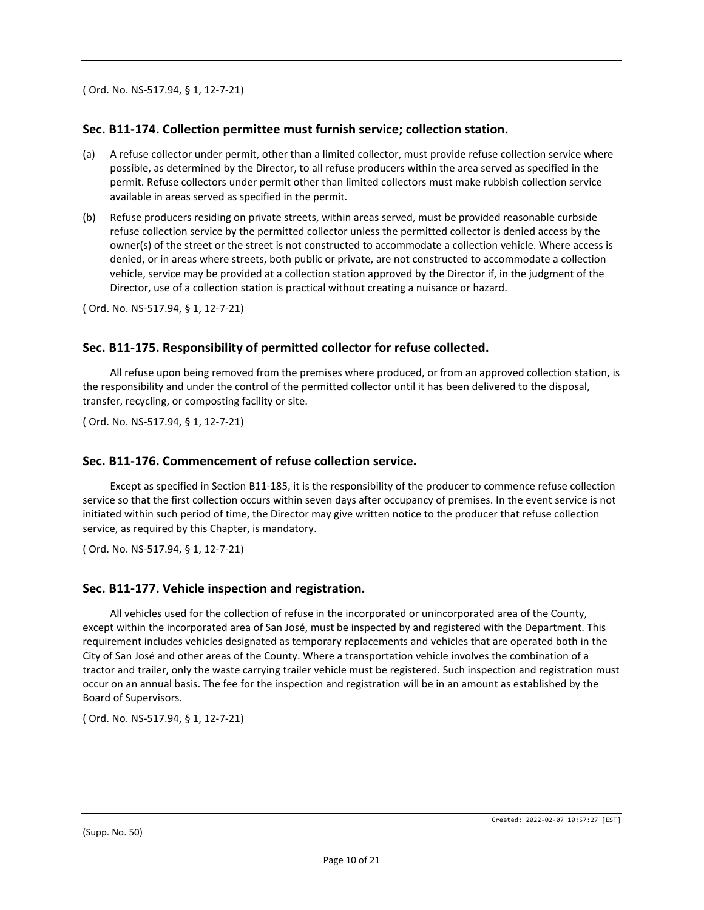( Ord. No. NS-517.94, § 1, 12-7-21)

## Sec. B11-174. Collection permittee must furnish service; collection station.

(a) A refuse collector under permit, other than a limited collector, must provide refuse collection service where possible, as determined by the Director, to all refuse producers within the area served as specified in the permit. Refuse collectors under permit other than limited collectors must make rubbish collection service available in areas served as specified in the permit.

(b) Refuse producers residing on private streets, within areas served, must be provided reasonable curbside refuse collection service by the permitted collector unless the permitted collector is denied access by the owner(s) of the street or the street is not constructed to accommodate a collection vehicle. Where access is denied, or in areas where streets, both public or private, are not constructed to accommodate a collection vehicle, service may be provided at a collection station approved by the Director if, in the judgment of the Director, use of a collection station is practical without creating a nuisance or hazard.

( Ord. No. NS-517.94, § 1, 12-7-21)

## Sec. B11-175. Responsibility of permitted collector for refuse collected.

All refuse upon being removed from the premises where produced, or from an approved collection station, is the responsibility and under the control of the permitted collector until it has been delivered to the disposal, transfer, recycling, or composting facility or site.

( Ord. No. NS-517.94, § 1, 12-7-21)

## Sec. B11-176. Commencement of refuse collection service.

Except as specified in Section B11-185, it is the responsibility of the producer to commence refuse collection service so that the first collection occurs within seven days after occupancy of premises. In the event service is not initiated within such period of time, the Director may give written notice to the producer that refuse collection service, as required by this Chapter, is mandatory.

( Ord. No. NS-517.94, § 1, 12-7-21)

## Sec. B11-177. Vehicle inspection and registration.

All vehicles used for the collection of refuse in the incorporated or unincorporated area of the County, except within the incorporated area of San José, must be inspected by and registered with the Department. This requirement includes vehicles designated as temporary replacements and vehicles that are operated both in the City of San José and other areas of the County. Where a transportation vehicle involves the combination of a tractor and trailer, only the waste carrying trailer vehicle must be registered. Such inspection and registration must occur on an annual basis. The fee for the inspection and registration will be in an amount as established by the Board of Supervisors.

( Ord. No. NS-517.94, § 1, 12-7-21)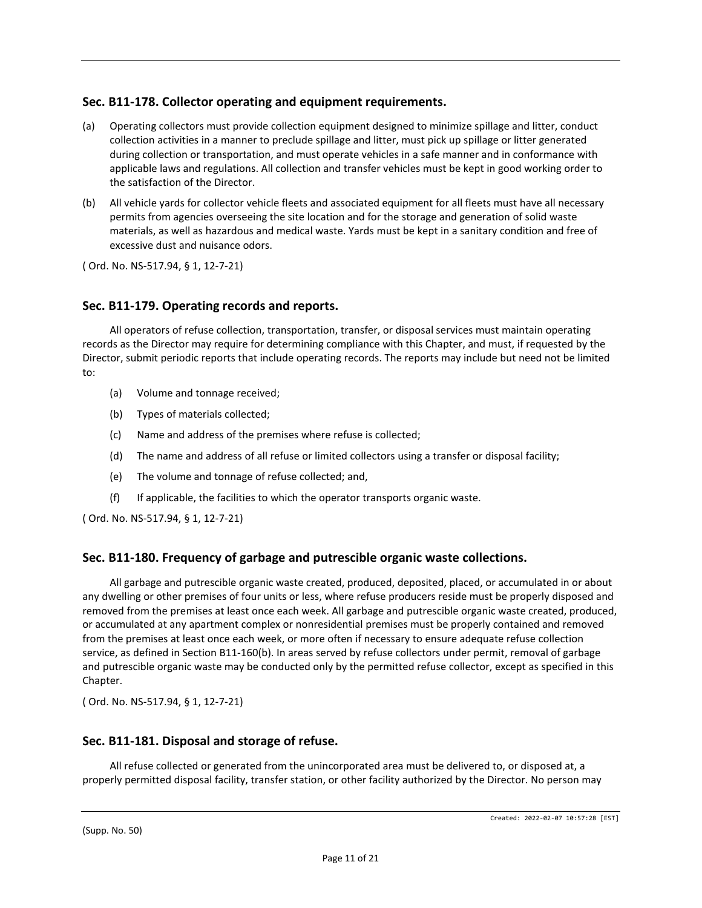### Sec. B11-178. Collector operating and equipment requirements.

(a) Operating collectors must provide collection equipment designed to minimize spillage and litter, conduct collection activities in a manner to preclude spillage and litter, must pick up spillage or litter generated during collection or transportation, and must operate vehicles in a safe manner and in conformance with applicable laws and regulations. All collection and transfer vehicles must be kept in good working order to the satisfaction of the Director.

(b) All vehicle yards for collector vehicle fleets and associated equipment for all fleets must have all necessary permits from agencies overseeing the site location and for the storage and generation of solid waste materials, as well as hazardous and medical waste. Yards must be kept in a sanitary condition and free of excessive dust and nuisance odors.

( Ord. No. NS-517.94, § 1, 12-7-21)

### Sec. B11-179. Operating records and reports.

All operators of refuse collection, transportation, transfer, or disposal services must maintain operating records as the Director may require for determining compliance with this Chapter, and must, if requested by the Director, submit periodic reports that include operating records. The reports may include but need not be limited to:

(a) Volume and tonnage received;

(b) Types of materials collected;

(c) Name and address of the premises where refuse is collected;

(d) The name and address of all refuse or limited collectors using a transfer or disposal facility;

(e) The volume and tonnage of refuse collected; and,

(f) If applicable, the facilities to which the operator transports organic waste.

( Ord. No. NS-517.94, § 1, 12-7-21)

### Sec. B11-180. Frequency of garbage and putrescible organic waste collections.

All garbage and putrescible organic waste created, produced, deposited, placed, or accumulated in or about any dwelling or other premises of four units or less, where refuse producers reside must be properly disposed and removed from the premises at least once each week. All garbage and putrescible organic waste created, produced, or accumulated at any apartment complex or nonresidential premises must be properly contained and removed from the premises at least once each week, or more often if necessary to ensure adequate refuse collection service, as defined in Section B11-160(b). In areas served by refuse collectors under permit, removal of garbage and putrescible organic waste may be conducted only by the permitted refuse collector, except as specified in this Chapter.

( Ord. No. NS-517.94, § 1, 12-7-21)

### Sec. B11-181. Disposal and storage of refuse.

All refuse collected or generated from the unincorporated area must be delivered to, or disposed at, a properly permitted disposal facility, transfer station, or other facility authorized by the Director. No person may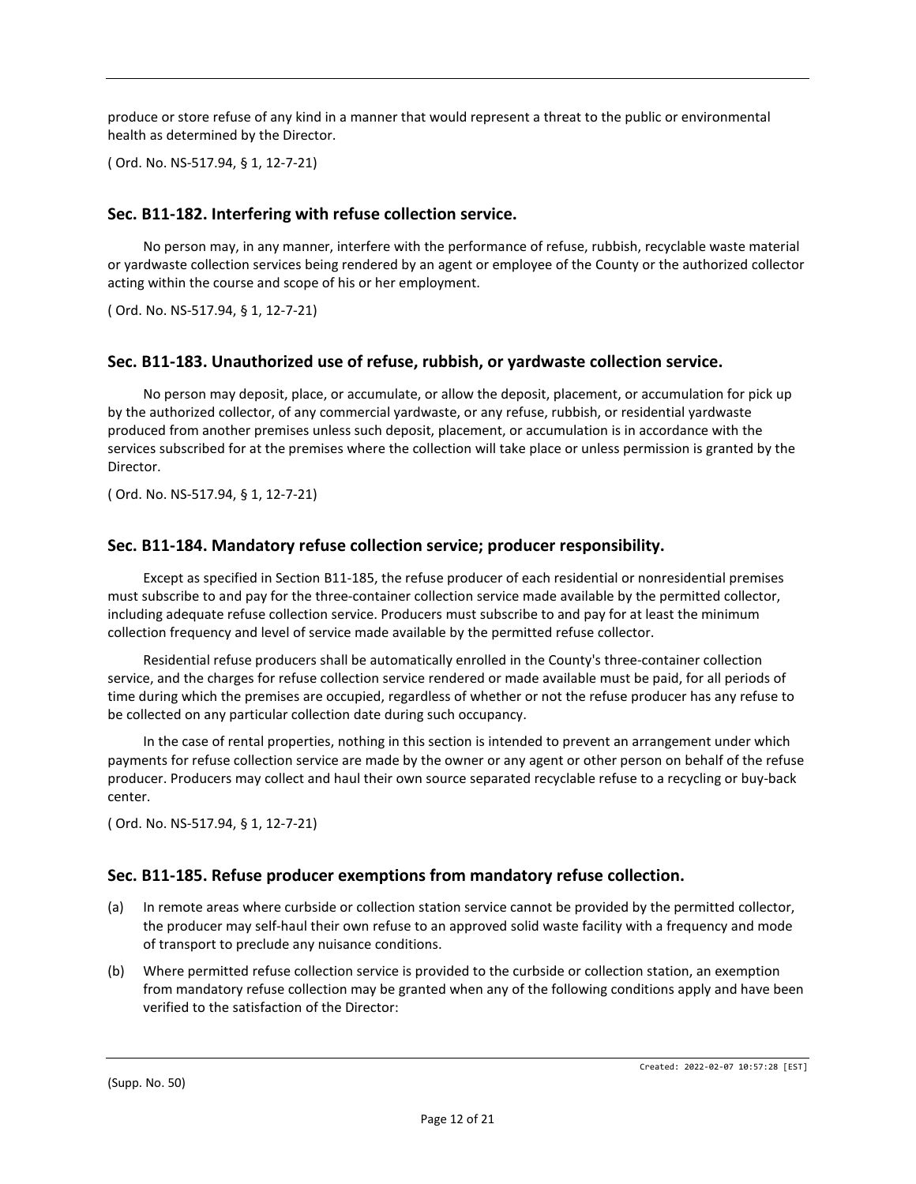produce or store refuse of any kind in a manner that would represent a threat to the public or environmental health as determined by the Director.

( Ord. No. NS-517.94, § 1, 12-7-21)

## Sec. B11-182. Interfering with refuse collection service.

No person may, in any manner, interfere with the performance of refuse, rubbish, recyclable waste material or yardwaste collection services being rendered by an agent or employee of the County or the authorized collector acting within the course and scope of his or her employment.

( Ord. No. NS-517.94, § 1, 12-7-21)

## Sec. B11-183. Unauthorized use of refuse, rubbish, or yardwaste collection service.

No person may deposit, place, or accumulate, or allow the deposit, placement, or accumulation for pick up by the authorized collector, of any commercial yardwaste, or any refuse, rubbish, or residential yardwaste produced from another premises unless such deposit, placement, or accumulation is in accordance with the services subscribed for at the premises where the collection will take place or unless permission is granted by the Director.

( Ord. No. NS-517.94, § 1, 12-7-21)

## Sec. B11-184. Mandatory refuse collection service; producer responsibility.

Except as specified in Section B11-185, the refuse producer of each residential or nonresidential premises must subscribe to and pay for the three-container collection service made available by the permitted collector, including adequate refuse collection service. Producers must subscribe to and pay for at least the minimum collection frequency and level of service made available by the permitted refuse collector.

Residential refuse producers shall be automatically enrolled in the County's three-container collection service, and the charges for refuse collection service rendered or made available must be paid, for all periods of time during which the premises are occupied, regardless of whether or not the refuse producer has any refuse to be collected on any particular collection date during such occupancy.

In the case of rental properties, nothing in this section is intended to prevent an arrangement under which payments for refuse collection service are made by the owner or any agent or other person on behalf of the refuse producer. Producers may collect and haul their own source separated recyclable refuse to a recycling or buy-back center.

( Ord. No. NS-517.94, § 1, 12-7-21)

## Sec. B11-185. Refuse producer exemptions from mandatory refuse collection.

(a) In remote areas where curbside or collection station service cannot be provided by the permitted collector, the producer may self-haul their own refuse to an approved solid waste facility with a frequency and mode of transport to preclude any nuisance conditions.

(b) Where permitted refuse collection service is provided to the curbside or collection station, an exemption from mandatory refuse collection may be granted when any of the following conditions apply and have been verified to the satisfaction of the Director: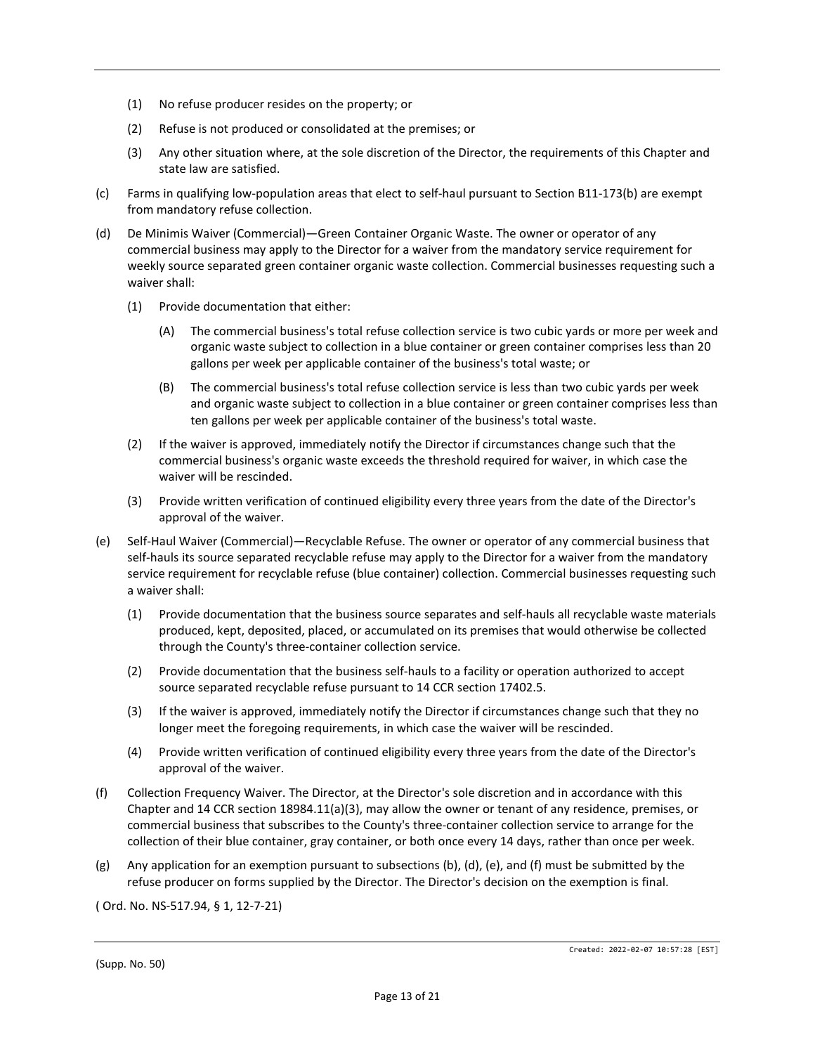(1) No refuse producer resides on the property; or

(2) Refuse is not produced or consolidated at the premises; or

(3) Any other situation where, at the sole discretion of the Director, the requirements of this Chapter and state law are satisfied.

(c) Farms in qualifying low-population areas that elect to self-haul pursuant to Section B11-173(b) are exempt from mandatory refuse collection.

(d) De Minimis Waiver (Commercial)—Green Container Organic Waste. The owner or operator of any commercial business may apply to the Director for a waiver from the mandatory service requirement for weekly source separated green container organic waste collection. Commercial businesses requesting such a waiver shall:

(1) Provide documentation that either:

(A) The commercial business's total refuse collection service is two cubic yards or more per week and organic waste subject to collection in a blue container or green container comprises less than 20 gallons per week per applicable container of the business's total waste; or

(B) The commercial business's total refuse collection service is less than two cubic yards per week and organic waste subject to collection in a blue container or green container comprises less than ten gallons per week per applicable container of the business's total waste.

(2) If the waiver is approved, immediately notify the Director if circumstances change such that the commercial business's organic waste exceeds the threshold required for waiver, in which case the waiver will be rescinded.

(3) Provide written verification of continued eligibility every three years from the date of the Director's approval of the waiver.

(e) Self-Haul Waiver (Commercial)—Recyclable Refuse. The owner or operator of any commercial business that self-hauls its source separated recyclable refuse may apply to the Director for a waiver from the mandatory service requirement for recyclable refuse (blue container) collection. Commercial businesses requesting such a waiver shall:

(1) Provide documentation that the business source separates and self-hauls all recyclable waste materials produced, kept, deposited, placed, or accumulated on its premises that would otherwise be collected through the County's three-container collection service.

(2) Provide documentation that the business self-hauls to a facility or operation authorized to accept source separated recyclable refuse pursuant to 14 CCR section 17402.5.

(3) If the waiver is approved, immediately notify the Director if circumstances change such that they no longer meet the foregoing requirements, in which case the waiver will be rescinded.

(4) Provide written verification of continued eligibility every three years from the date of the Director's approval of the waiver.

(f) Collection Frequency Waiver. The Director, at the Director's sole discretion and in accordance with this Chapter and 14 CCR section 18984.11(a)(3), may allow the owner or tenant of any residence, premises, or commercial business that subscribes to the County's three-container collection service to arrange for the collection of their blue container, gray container, or both once every 14 days, rather than once per week.

(g) Any application for an exemption pursuant to subsections (b), (d), (e), and (f) must be submitted by the refuse producer on forms supplied by the Director. The Director's decision on the exemption is final.

( Ord. No. NS-517.94, § 1, 12-7-21)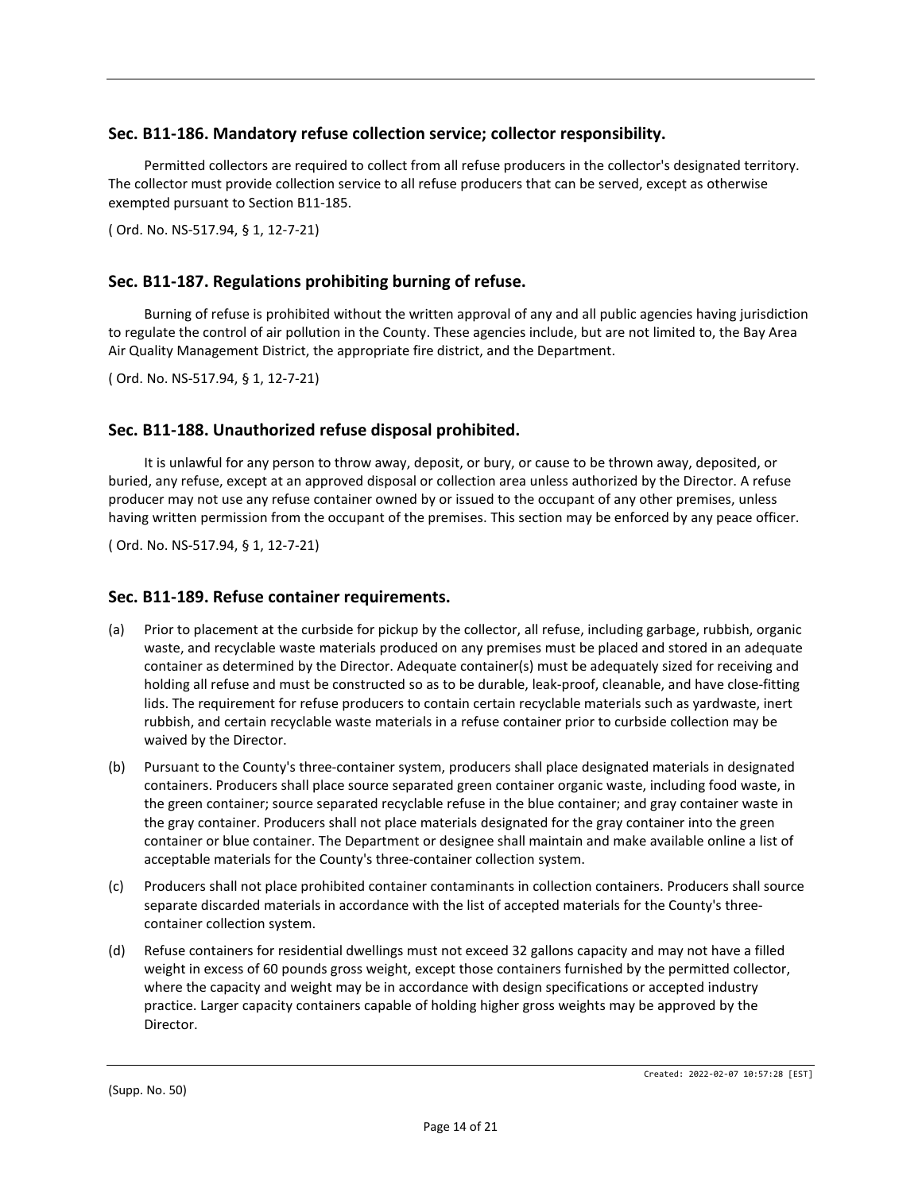### Sec. B11-186. Mandatory refuse collection service; collector responsibility.

Permitted collectors are required to collect from all refuse producers in the collector's designated territory. The collector must provide collection service to all refuse producers that can be served, except as otherwise exempted pursuant to Section B11-185.

( Ord. No. NS-517.94, § 1, 12-7-21)

### Sec. B11-187. Regulations prohibiting burning of refuse.

Burning of refuse is prohibited without the written approval of any and all public agencies having jurisdiction to regulate the control of air pollution in the County. These agencies include, but are not limited to, the Bay Area Air Quality Management District, the appropriate fire district, and the Department.

( Ord. No. NS-517.94, § 1, 12-7-21)

### Sec. B11-188. Unauthorized refuse disposal prohibited.

It is unlawful for any person to throw away, deposit, or bury, or cause to be thrown away, deposited, or buried, any refuse, except at an approved disposal or collection area unless authorized by the Director. A refuse producer may not use any refuse container owned by or issued to the occupant of any other premises, unless having written permission from the occupant of the premises. This section may be enforced by any peace officer.

( Ord. No. NS-517.94, § 1, 12-7-21)

### Sec. B11-189. Refuse container requirements.

(a) Prior to placement at the curbside for pickup by the collector, all refuse, including garbage, rubbish, organic waste, and recyclable waste materials produced on any premises must be placed and stored in an adequate container as determined by the Director. Adequate container(s) must be adequately sized for receiving and holding all refuse and must be constructed so as to be durable, leak-proof, cleanable, and have close-fitting lids. The requirement for refuse producers to contain certain recyclable materials such as yardwaste, inert rubbish, and certain recyclable waste materials in a refuse container prior to curbside collection may be waived by the Director.

(b) Pursuant to the County's three-container system, producers shall place designated materials in designated containers. Producers shall place source separated green container organic waste, including food waste, in the green container; source separated recyclable refuse in the blue container; and gray container waste in the gray container. Producers shall not place materials designated for the gray container into the green container or blue container. The Department or designee shall maintain and make available online a list of acceptable materials for the County's three-container collection system.

(c) Producers shall not place prohibited container contaminants in collection containers. Producers shall source separate discarded materials in accordance with the list of accepted materials for the County's three-container collection system.

(d) Refuse containers for residential dwellings must not exceed 32 gallons capacity and may not have a filled weight in excess of 60 pounds gross weight, except those containers furnished by the permitted collector, where the capacity and weight may be in accordance with design specifications or accepted industry practice. Larger capacity containers capable of holding higher gross weights may be approved by the Director.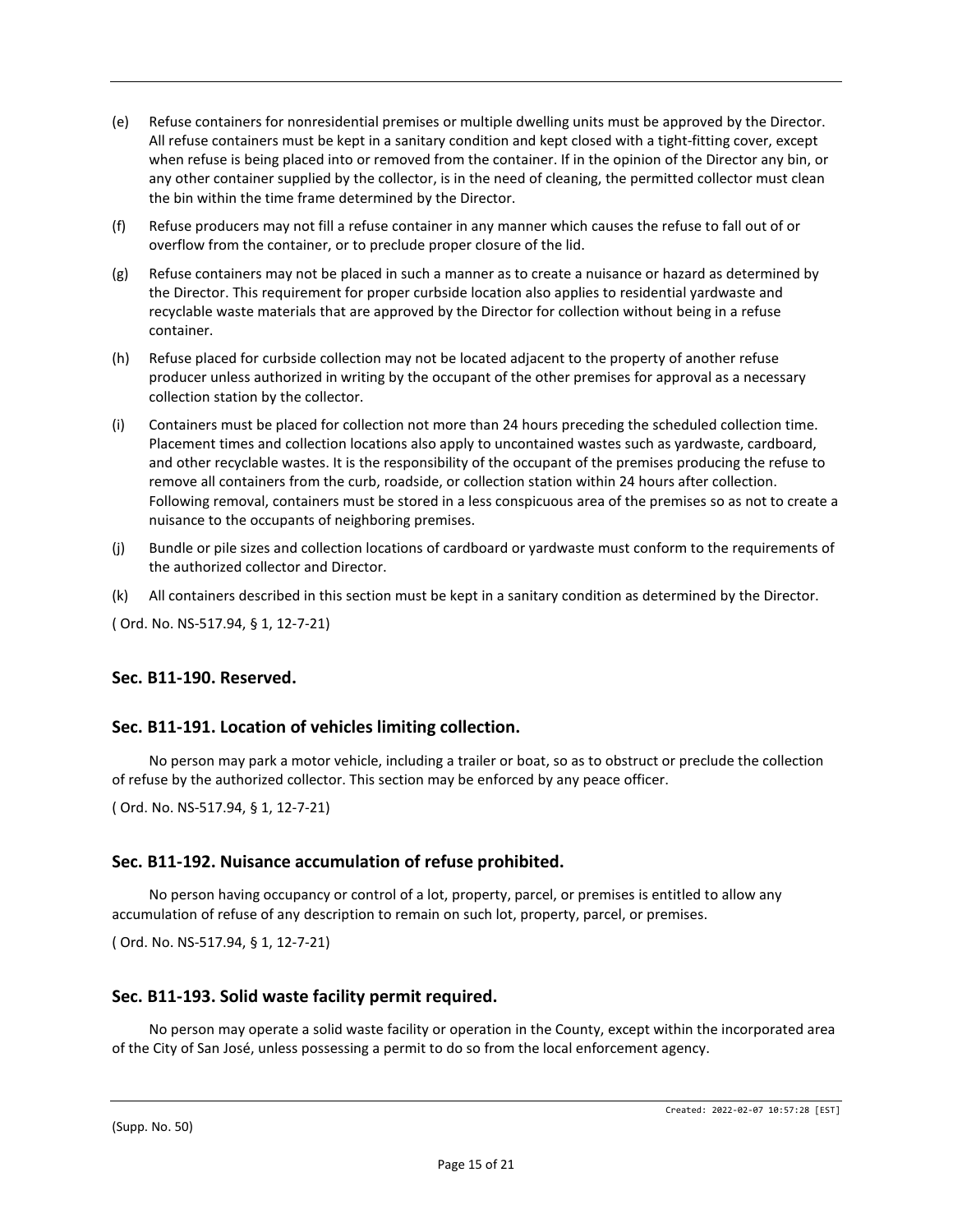(e) Refuse containers for nonresidential premises or multiple dwelling units must be approved by the Director. All refuse containers must be kept in a sanitary condition and kept closed with a tight-fitting cover, except when refuse is being placed into or removed from the container. If in the opinion of the Director any bin, or any other container supplied by the collector, is in the need of cleaning, the permitted collector must clean the bin within the time frame determined by the Director.

(f) Refuse producers may not fill a refuse container in any manner which causes the refuse to fall out of or overflow from the container, or to preclude proper closure of the lid.

(g) Refuse containers may not be placed in such a manner as to create a nuisance or hazard as determined by the Director. This requirement for proper curbside location also applies to residential yardwaste and recyclable waste materials that are approved by the Director for collection without being in a refuse container.

(h) Refuse placed for curbside collection may not be located adjacent to the property of another refuse producer unless authorized in writing by the occupant of the other premises for approval as a necessary collection station by the collector.

(i) Containers must be placed for collection not more than 24 hours preceding the scheduled collection time. Placement times and collection locations also apply to uncontained wastes such as yardwaste, cardboard, and other recyclable wastes. It is the responsibility of the occupant of the premises producing the refuse to remove all containers from the curb, roadside, or collection station within 24 hours after collection. Following removal, containers must be stored in a less conspicuous area of the premises so as not to create a nuisance to the occupants of neighboring premises.

(j) Bundle or pile sizes and collection locations of cardboard or yardwaste must conform to the requirements of the authorized collector and Director.

(k) All containers described in this section must be kept in a sanitary condition as determined by the Director.

( Ord. No. NS-517.94, § 1, 12-7-21)

### Sec. B11-190. Reserved.

### Sec. B11-191. Location of vehicles limiting collection.

No person may park a motor vehicle, including a trailer or boat, so as to obstruct or preclude the collection of refuse by the authorized collector. This section may be enforced by any peace officer.

( Ord. No. NS-517.94, § 1, 12-7-21)

### Sec. B11-192. Nuisance accumulation of refuse prohibited.

No person having occupancy or control of a lot, property, parcel, or premises is entitled to allow any accumulation of refuse of any description to remain on such lot, property, parcel, or premises.

( Ord. No. NS-517.94, § 1, 12-7-21)

### Sec. B11-193. Solid waste facility permit required.

No person may operate a solid waste facility or operation in the County, except within the incorporated area of the City of San José, unless possessing a permit to do so from the local enforcement agency.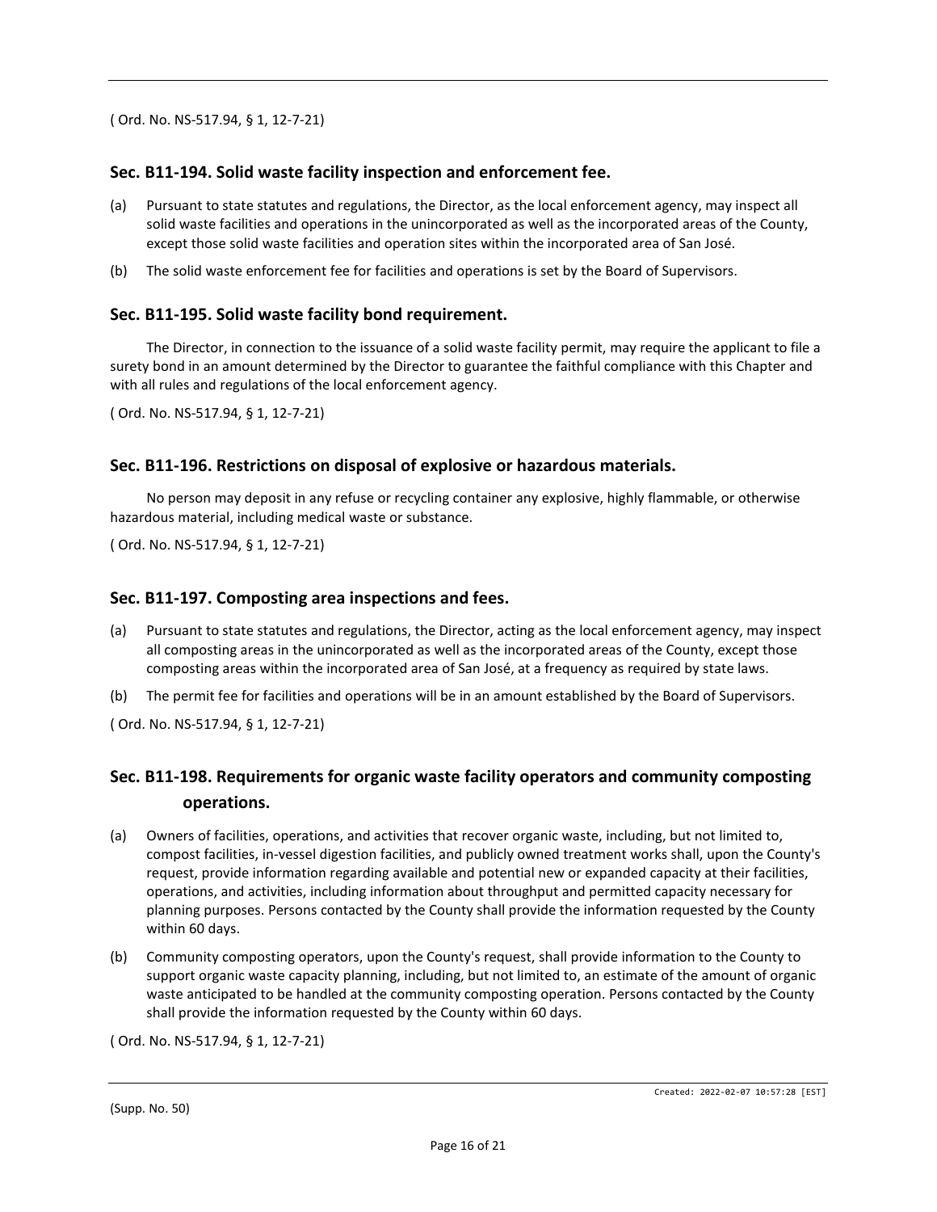( Ord. No. NS-517.94, § 1, 12-7-21)

### Sec. B11-194. Solid waste facility inspection and enforcement fee.

(a) Pursuant to state statutes and regulations, the Director, as the local enforcement agency, may inspect all solid waste facilities and operations in the unincorporated as well as the incorporated areas of the County, except those solid waste facilities and operation sites within the incorporated area of San José.

(b) The solid waste enforcement fee for facilities and operations is set by the Board of Supervisors.

### Sec. B11-195. Solid waste facility bond requirement.

The Director, in connection to the issuance of a solid waste facility permit, may require the applicant to file a surety bond in an amount determined by the Director to guarantee the faithful compliance with this Chapter and with all rules and regulations of the local enforcement agency.

( Ord. No. NS-517.94, § 1, 12-7-21)

### Sec. B11-196. Restrictions on disposal of explosive or hazardous materials.

No person may deposit in any refuse or recycling container any explosive, highly flammable, or otherwise hazardous material, including medical waste or substance.

( Ord. No. NS-517.94, § 1, 12-7-21)

### Sec. B11-197. Composting area inspections and fees.

(a) Pursuant to state statutes and regulations, the Director, acting as the local enforcement agency, may inspect all composting areas in the unincorporated as well as the incorporated areas of the County, except those composting areas within the incorporated area of San José, at a frequency as required by state laws.

(b) The permit fee for facilities and operations will be in an amount established by the Board of Supervisors.

( Ord. No. NS-517.94, § 1, 12-7-21)

### Sec. B11-198. Requirements for organic waste facility operators and community composting operations.

(a) Owners of facilities, operations, and activities that recover organic waste, including, but not limited to, compost facilities, in-vessel digestion facilities, and publicly owned treatment works shall, upon the County's request, provide information regarding available and potential new or expanded capacity at their facilities, operations, and activities, including information about throughput and permitted capacity necessary for planning purposes. Persons contacted by the County shall provide the information requested by the County within 60 days.

(b) Community composting operators, upon the County's request, shall provide information to the County to support organic waste capacity planning, including, but not limited to, an estimate of the amount of organic waste anticipated to be handled at the community composting operation. Persons contacted by the County shall provide the information requested by the County within 60 days.

( Ord. No. NS-517.94, § 1, 12-7-21)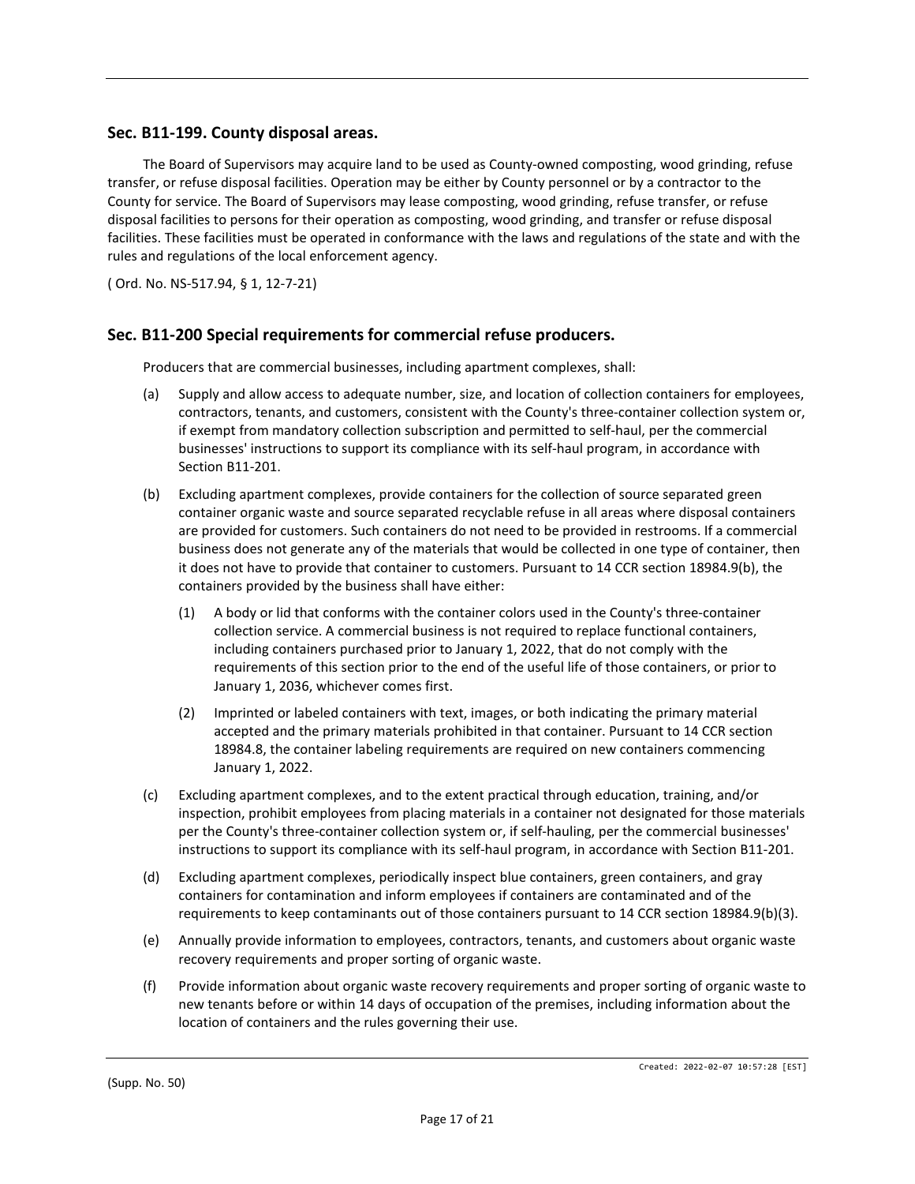### Sec. B11-199. County disposal areas.

The Board of Supervisors may acquire land to be used as County-owned composting, wood grinding, refuse transfer, or refuse disposal facilities. Operation may be either by County personnel or by a contractor to the County for service. The Board of Supervisors may lease composting, wood grinding, refuse transfer, or refuse disposal facilities to persons for their operation as composting, wood grinding, and transfer or refuse disposal facilities. These facilities must be operated in conformance with the laws and regulations of the state and with the rules and regulations of the local enforcement agency.

( Ord. No. NS-517.94, § 1, 12-7-21)

### Sec. B11-200 Special requirements for commercial refuse producers.

Producers that are commercial businesses, including apartment complexes, shall:

(a) Supply and allow access to adequate number, size, and location of collection containers for employees, contractors, tenants, and customers, consistent with the County's three-container collection system or, if exempt from mandatory collection subscription and permitted to self-haul, per the commercial businesses' instructions to support its compliance with its self-haul program, in accordance with Section B11-201.

(b) Excluding apartment complexes, provide containers for the collection of source separated green container organic waste and source separated recyclable refuse in all areas where disposal containers are provided for customers. Such containers do not need to be provided in restrooms. If a commercial business does not generate any of the materials that would be collected in one type of container, then it does not have to provide that container to customers. Pursuant to 14 CCR section 18984.9(b), the containers provided by the business shall have either:

   (1) A body or lid that conforms with the container colors used in the County's three-container collection service. A commercial business is not required to replace functional containers, including containers purchased prior to January 1, 2022, that do not comply with the requirements of this section prior to the end of the useful life of those containers, or prior to January 1, 2036, whichever comes first.

   (2) Imprinted or labeled containers with text, images, or both indicating the primary material accepted and the primary materials prohibited in that container. Pursuant to 14 CCR section 18984.8, the container labeling requirements are required on new containers commencing January 1, 2022.

(c) Excluding apartment complexes, and to the extent practical through education, training, and/or inspection, prohibit employees from placing materials in a container not designated for those materials per the County's three-container collection system or, if self-hauling, per the commercial businesses' instructions to support its compliance with its self-haul program, in accordance with Section B11-201.

(d) Excluding apartment complexes, periodically inspect blue containers, green containers, and gray containers for contamination and inform employees if containers are contaminated and of the requirements to keep contaminants out of those containers pursuant to 14 CCR section 18984.9(b)(3).

(e) Annually provide information to employees, contractors, tenants, and customers about organic waste recovery requirements and proper sorting of organic waste.

(f) Provide information about organic waste recovery requirements and proper sorting of organic waste to new tenants before or within 14 days of occupation of the premises, including information about the location of containers and the rules governing their use.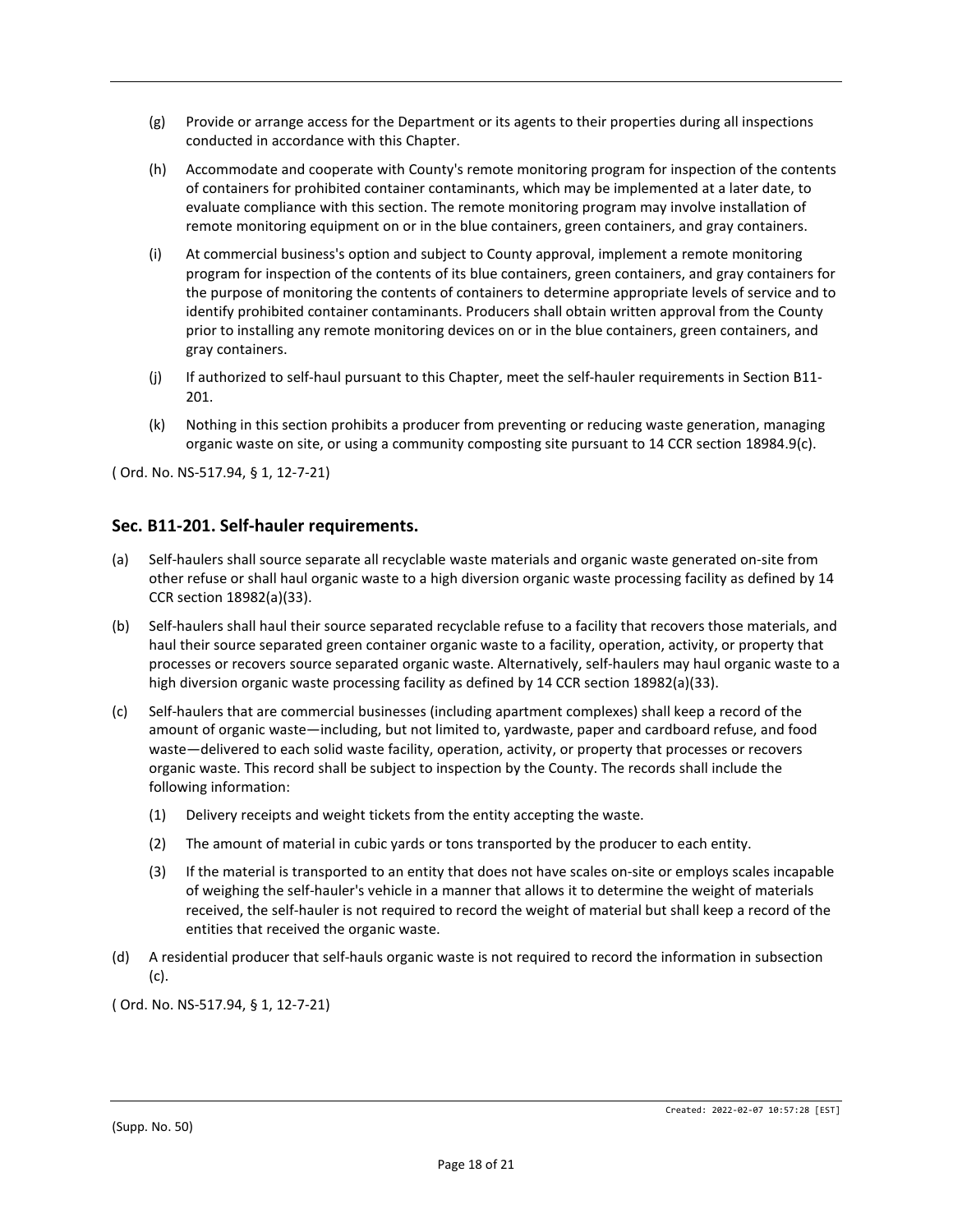(g) Provide or arrange access for the Department or its agents to their properties during all inspections conducted in accordance with this Chapter.

(h) Accommodate and cooperate with County's remote monitoring program for inspection of the contents of containers for prohibited container contaminants, which may be implemented at a later date, to evaluate compliance with this section. The remote monitoring program may involve installation of remote monitoring equipment on or in the blue containers, green containers, and gray containers.

(i) At commercial business's option and subject to County approval, implement a remote monitoring program for inspection of the contents of its blue containers, green containers, and gray containers for the purpose of monitoring the contents of containers to determine appropriate levels of service and to identify prohibited container contaminants. Producers shall obtain written approval from the County prior to installing any remote monitoring devices on or in the blue containers, green containers, and gray containers.

(j) If authorized to self-haul pursuant to this Chapter, meet the self-hauler requirements in Section B11-201.

(k) Nothing in this section prohibits a producer from preventing or reducing waste generation, managing organic waste on site, or using a community composting site pursuant to 14 CCR section 18984.9(c).

( Ord. No. NS-517.94, § 1, 12-7-21)

## Sec. B11-201. Self-hauler requirements.

(a) Self-haulers shall source separate all recyclable waste materials and organic waste generated on-site from other refuse or shall haul organic waste to a high diversion organic waste processing facility as defined by 14 CCR section 18982(a)(33).

(b) Self-haulers shall haul their source separated recyclable refuse to a facility that recovers those materials, and haul their source separated green container organic waste to a facility, operation, activity, or property that processes or recovers source separated organic waste. Alternatively, self-haulers may haul organic waste to a high diversion organic waste processing facility as defined by 14 CCR section 18982(a)(33).

(c) Self-haulers that are commercial businesses (including apartment complexes) shall keep a record of the amount of organic waste—including, but not limited to, yardwaste, paper and cardboard refuse, and food waste—delivered to each solid waste facility, operation, activity, or property that processes or recovers organic waste. This record shall be subject to inspection by the County. The records shall include the following information:

    (1) Delivery receipts and weight tickets from the entity accepting the waste.

    (2) The amount of material in cubic yards or tons transported by the producer to each entity.

    (3) If the material is transported to an entity that does not have scales on-site or employs scales incapable of weighing the self-hauler's vehicle in a manner that allows it to determine the weight of materials received, the self-hauler is not required to record the weight of material but shall keep a record of the entities that received the organic waste.

(d) A residential producer that self-hauls organic waste is not required to record the information in subsection (c).

( Ord. No. NS-517.94, § 1, 12-7-21)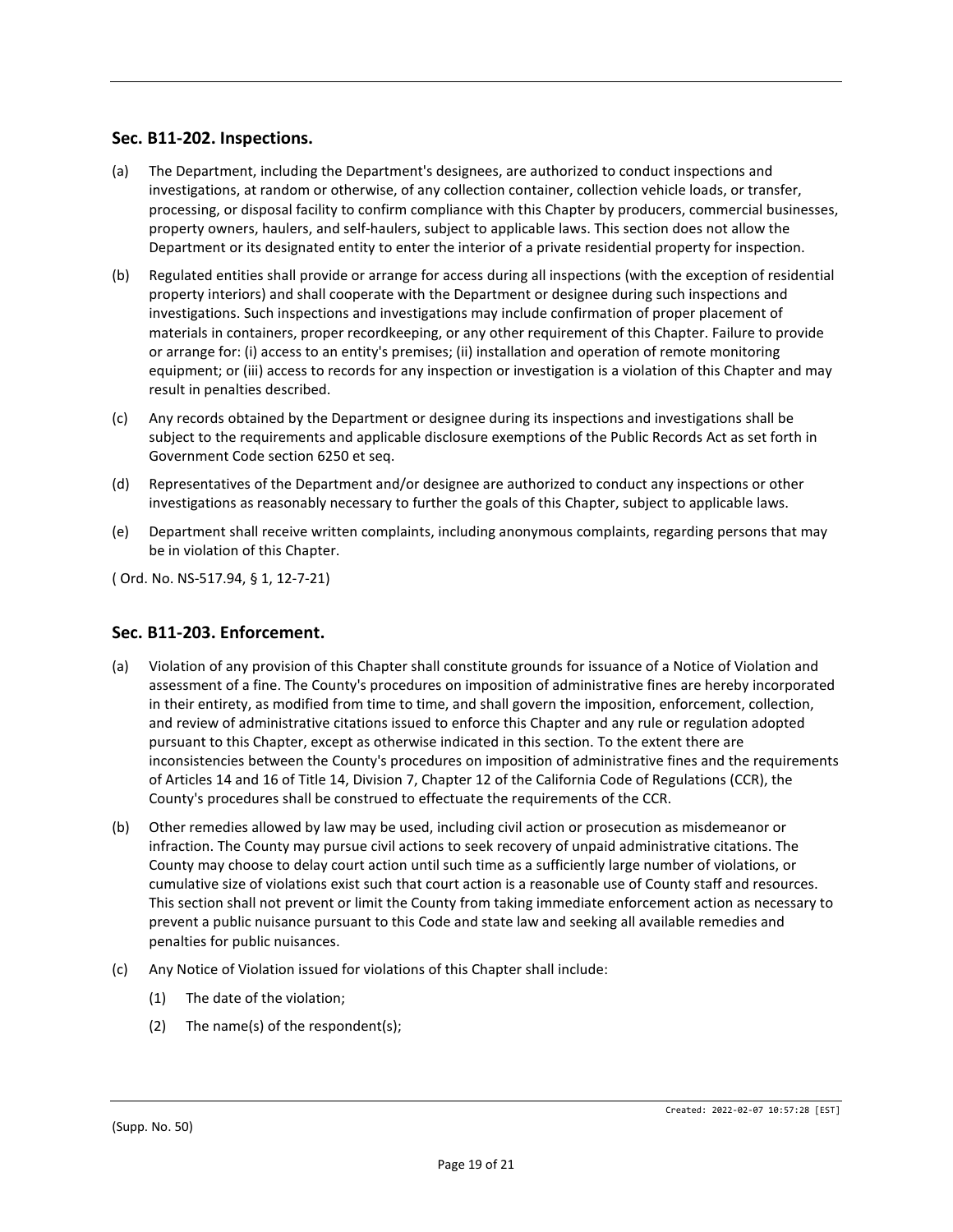### Sec. B11-202. Inspections.

(a) The Department, including the Department's designees, are authorized to conduct inspections and investigations, at random or otherwise, of any collection container, collection vehicle loads, or transfer, processing, or disposal facility to confirm compliance with this Chapter by producers, commercial businesses, property owners, haulers, and self-haulers, subject to applicable laws. This section does not allow the Department or its designated entity to enter the interior of a private residential property for inspection.

(b) Regulated entities shall provide or arrange for access during all inspections (with the exception of residential property interiors) and shall cooperate with the Department or designee during such inspections and investigations. Such inspections and investigations may include confirmation of proper placement of materials in containers, proper recordkeeping, or any other requirement of this Chapter. Failure to provide or arrange for: (i) access to an entity's premises; (ii) installation and operation of remote monitoring equipment; or (iii) access to records for any inspection or investigation is a violation of this Chapter and may result in penalties described.

(c) Any records obtained by the Department or designee during its inspections and investigations shall be subject to the requirements and applicable disclosure exemptions of the Public Records Act as set forth in Government Code section 6250 et seq.

(d) Representatives of the Department and/or designee are authorized to conduct any inspections or other investigations as reasonably necessary to further the goals of this Chapter, subject to applicable laws.

(e) Department shall receive written complaints, including anonymous complaints, regarding persons that may be in violation of this Chapter.

( Ord. No. NS-517.94, § 1, 12-7-21)

### Sec. B11-203. Enforcement.

(a) Violation of any provision of this Chapter shall constitute grounds for issuance of a Notice of Violation and assessment of a fine. The County's procedures on imposition of administrative fines are hereby incorporated in their entirety, as modified from time to time, and shall govern the imposition, enforcement, collection, and review of administrative citations issued to enforce this Chapter and any rule or regulation adopted pursuant to this Chapter, except as otherwise indicated in this section. To the extent there are inconsistencies between the County's procedures on imposition of administrative fines and the requirements of Articles 14 and 16 of Title 14, Division 7, Chapter 12 of the California Code of Regulations (CCR), the County's procedures shall be construed to effectuate the requirements of the CCR.

(b) Other remedies allowed by law may be used, including civil action or prosecution as misdemeanor or infraction. The County may pursue civil actions to seek recovery of unpaid administrative citations. The County may choose to delay court action until such time as a sufficiently large number of violations, or cumulative size of violations exist such that court action is a reasonable use of County staff and resources. This section shall not prevent or limit the County from taking immediate enforcement action as necessary to prevent a public nuisance pursuant to this Code and state law and seeking all available remedies and penalties for public nuisances.

(c) Any Notice of Violation issued for violations of this Chapter shall include:

(1) The date of the violation;

(2) The name(s) of the respondent(s);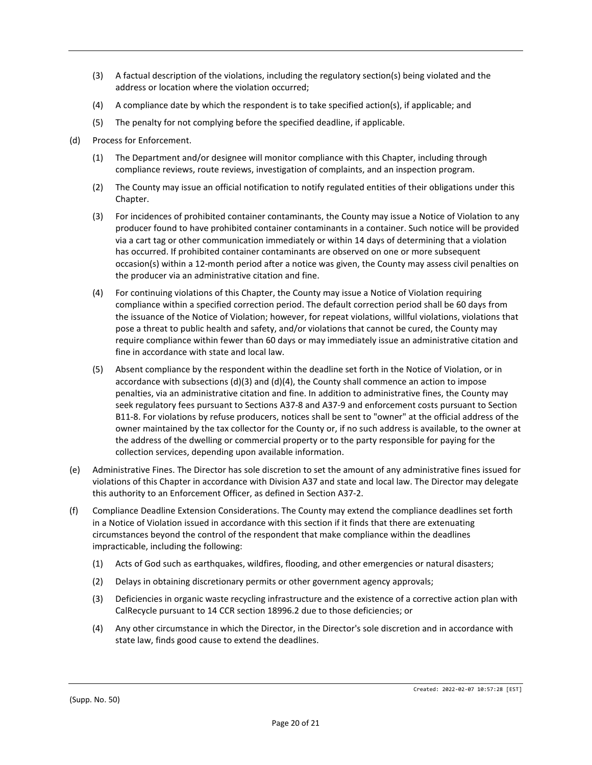(3) A factual description of the violations, including the regulatory section(s) being violated and the address or location where the violation occurred;

(4) A compliance date by which the respondent is to take specified action(s), if applicable; and

(5) The penalty for not complying before the specified deadline, if applicable.

(d) Process for Enforcement.

(1) The Department and/or designee will monitor compliance with this Chapter, including through compliance reviews, route reviews, investigation of complaints, and an inspection program.

(2) The County may issue an official notification to notify regulated entities of their obligations under this Chapter.

(3) For incidences of prohibited container contaminants, the County may issue a Notice of Violation to any producer found to have prohibited container contaminants in a container. Such notice will be provided via a cart tag or other communication immediately or within 14 days of determining that a violation has occurred. If prohibited container contaminants are observed on one or more subsequent occasion(s) within a 12-month period after a notice was given, the County may assess civil penalties on the producer via an administrative citation and fine.

(4) For continuing violations of this Chapter, the County may issue a Notice of Violation requiring compliance within a specified correction period. The default correction period shall be 60 days from the issuance of the Notice of Violation; however, for repeat violations, willful violations, violations that pose a threat to public health and safety, and/or violations that cannot be cured, the County may require compliance within fewer than 60 days or may immediately issue an administrative citation and fine in accordance with state and local law.

(5) Absent compliance by the respondent within the deadline set forth in the Notice of Violation, or in accordance with subsections (d)(3) and (d)(4), the County shall commence an action to impose penalties, via an administrative citation and fine. In addition to administrative fines, the County may seek regulatory fees pursuant to Sections A37-8 and A37-9 and enforcement costs pursuant to Section B11-8. For violations by refuse producers, notices shall be sent to "owner" at the official address of the owner maintained by the tax collector for the County or, if no such address is available, to the owner at the address of the dwelling or commercial property or to the party responsible for paying for the collection services, depending upon available information.

(e) Administrative Fines. The Director has sole discretion to set the amount of any administrative fines issued for violations of this Chapter in accordance with Division A37 and state and local law. The Director may delegate this authority to an Enforcement Officer, as defined in Section A37-2.

(f) Compliance Deadline Extension Considerations. The County may extend the compliance deadlines set forth in a Notice of Violation issued in accordance with this section if it finds that there are extenuating circumstances beyond the control of the respondent that make compliance within the deadlines impracticable, including the following:

(1) Acts of God such as earthquakes, wildfires, flooding, and other emergencies or natural disasters;

(2) Delays in obtaining discretionary permits or other government agency approvals;

(3) Deficiencies in organic waste recycling infrastructure and the existence of a corrective action plan with CalRecycle pursuant to 14 CCR section 18996.2 due to those deficiencies; or

(4) Any other circumstance in which the Director, in the Director's sole discretion and in accordance with state law, finds good cause to extend the deadlines.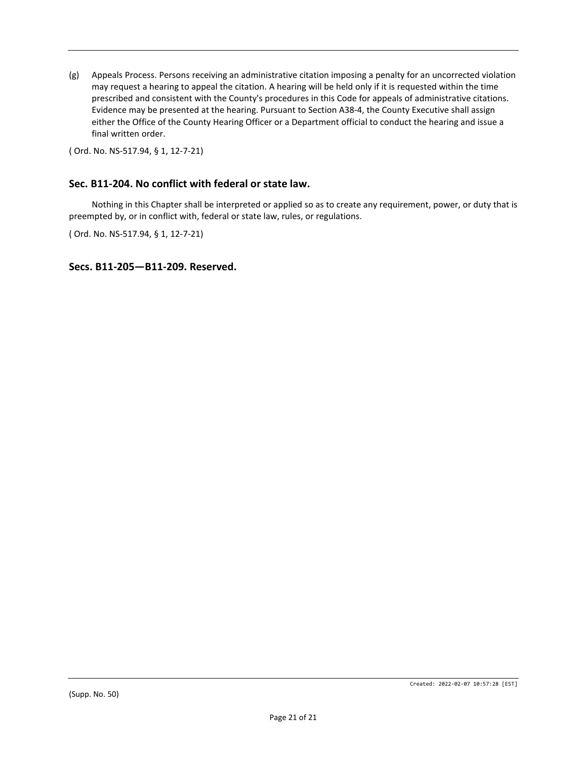(g) Appeals Process. Persons receiving an administrative citation imposing a penalty for an uncorrected violation may request a hearing to appeal the citation. A hearing will be held only if it is requested within the time prescribed and consistent with the County's procedures in this Code for appeals of administrative citations. Evidence may be presented at the hearing. Pursuant to Section A38-4, the County Executive shall assign either the Office of the County Hearing Officer or a Department official to conduct the hearing and issue a final written order.

( Ord. No. NS-517.94, § 1, 12-7-21)

## Sec. B11-204. No conflict with federal or state law.

Nothing in this Chapter shall be interpreted or applied so as to create any requirement, power, or duty that is preempted by, or in conflict with, federal or state law, rules, or regulations.

( Ord. No. NS-517.94, § 1, 12-7-21)

## Secs. B11-205—B11-209. Reserved.